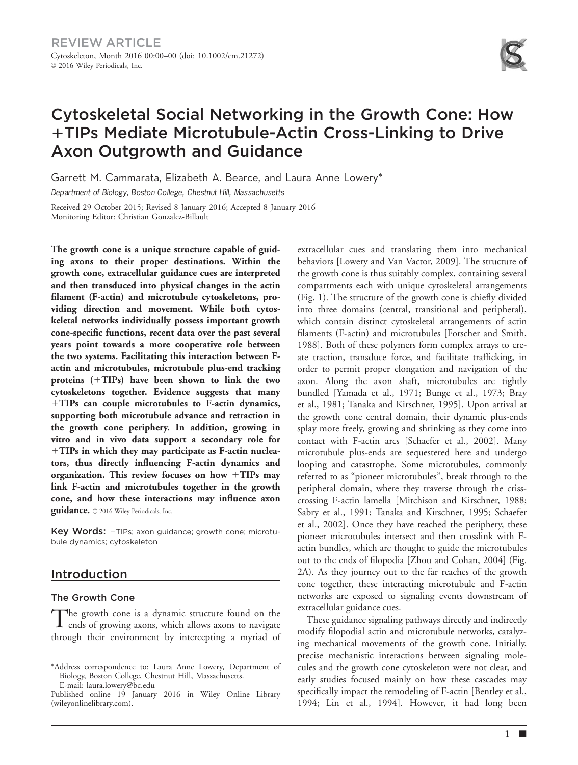REVIEW ARTICLE

Cytoskeleton, Month 2016 00:00–00 (doi: 10.1002/cm.21272)
© 2016 Wiley Periodicals, Inc.

# Cytoskeletal Social Networking in the Growth Cone: How +TIPs Mediate Microtubule-Actin Cross-Linking to Drive Axon Outgrowth and Guidance

Garrett M. Cammarata, Elizabeth A. Bearce, and Laura Anne Lowery*

*Department of Biology, Boston College, Chestnut Hill, Massachusetts*

Received 29 October 2015; Revised 8 January 2016; Accepted 8 January 2016
Monitoring Editor: Christian Gonzalez-Billault

**The growth cone is a unique structure capable of guiding axons to their proper destinations. Within the growth cone, extracellular guidance cues are interpreted and then transduced into physical changes in the actin filament (F-actin) and microtubule cytoskeletons, providing direction and movement. While both cytoskeletal networks individually possess important growth cone-specific functions, recent data over the past several years point towards a more cooperative role between the two systems. Facilitating this interaction between F-actin and microtubules, microtubule plus-end tracking proteins (+TIPs) have been shown to link the two cytoskeletons together. Evidence suggests that many +TIPs can couple microtubules to F-actin dynamics, supporting both microtubule advance and retraction in the growth cone periphery. In addition, growing in vitro and in vivo data support a secondary role for +TIPs in which they may participate as F-actin nucleators, thus directly influencing F-actin dynamics and organization. This review focuses on how +TIPs may link F-actin and microtubules together in the growth cone, and how these interactions may influence axon guidance.** © 2016 Wiley Periodicals, Inc.

Key Words: +TIPs; axon guidance; growth cone; microtubule dynamics; cytoskeleton

## Introduction

### The Growth Cone

The growth cone is a dynamic structure found on the ends of growing axons, which allows axons to navigate through their environment by intercepting a myriad of extracellular cues and translating them into mechanical behaviors [Lowery and Van Vactor, 2009]. The structure of the growth cone is thus suitably complex, containing several compartments each with unique cytoskeletal arrangements (Fig. 1). The structure of the growth cone is chiefly divided into three domains (central, transitional and peripheral), which contain distinct cytoskeletal arrangements of actin filaments (F-actin) and microtubules [Forscher and Smith, 1988]. Both of these polymers form complex arrays to create traction, transduce force, and facilitate trafficking, in order to permit proper elongation and navigation of the axon. Along the axon shaft, microtubules are tightly bundled [Yamada et al., 1971; Bunge et al., 1973; Bray et al., 1981; Tanaka and Kirschner, 1995]. Upon arrival at the growth cone central domain, their dynamic plus-ends splay more freely, growing and shrinking as they come into contact with F-actin arcs [Schaefer et al., 2002]. Many microtubule plus-ends are sequestered here and undergo looping and catastrophe. Some microtubules, commonly referred to as "pioneer microtubules", break through to the peripheral domain, where they traverse through the criss-crossing F-actin lamella [Mitchison and Kirschner, 1988; Sabry et al., 1991; Tanaka and Kirschner, 1995; Schaefer et al., 2002]. Once they have reached the periphery, these pioneer microtubules intersect and then crosslink with F-actin bundles, which are thought to guide the microtubules out to the ends of filopodia [Zhou and Cohan, 2004] (Fig. 2A). As they journey out to the far reaches of the growth cone together, these interacting microtubule and F-actin networks are exposed to signaling events downstream of extracellular guidance cues.

These guidance signaling pathways directly and indirectly modify filopodial actin and microtubule networks, catalyzing mechanical movements of the growth cone. Initially, precise mechanistic interactions between signaling molecules and the growth cone cytoskeleton were not clear, and early studies focused mainly on how these cascades may specifically impact the remodeling of F-actin [Bentley et al., 1994; Lin et al., 1994]. However, it had long been

*Address correspondence to: Laura Anne Lowery, Department of Biology, Boston College, Chestnut Hill, Massachusetts.
E-mail: laura.lowery@bc.edu

Published online 19 January 2016 in Wiley Online Library (wileyonlinelibrary.com).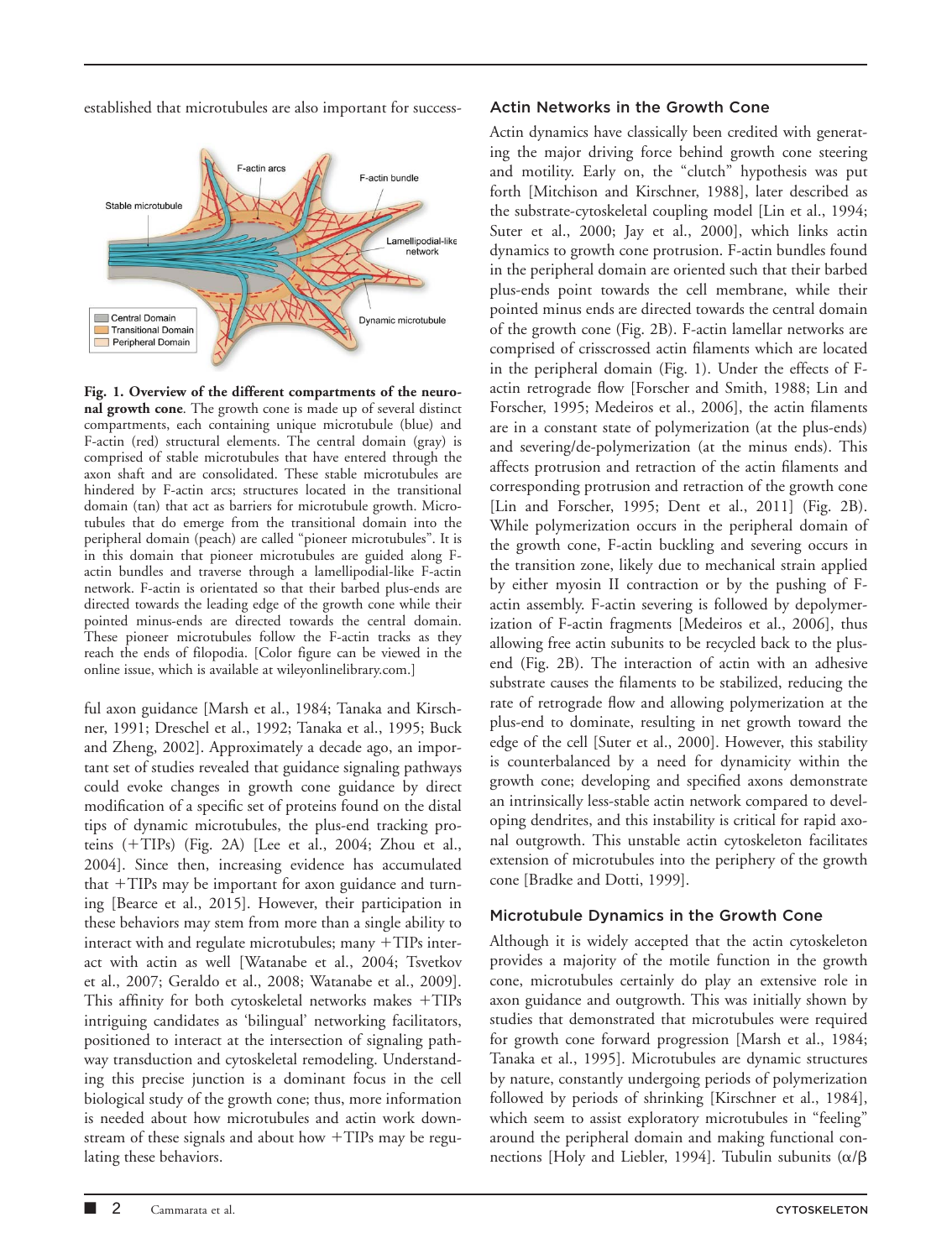established that microtubules are also important for successful axon guidance [Marsh et al., 1984; Tanaka and Kirschner, 1991; Dreschel et al., 1992; Tanaka et al., 1995; Buck and Zheng, 2002]. Approximately a decade ago, an important set of studies revealed that guidance signaling pathways could evoke changes in growth cone guidance by direct modification of a specific set of proteins found on the distal tips of dynamic microtubules, the plus-end tracking proteins (+TIPs) (Fig. 2A) [Lee et al., 2004; Zhou et al., 2004]. Since then, increasing evidence has accumulated that +TIPs may be important for axon guidance and turning [Bearce et al., 2015]. However, their participation in these behaviors may stem from more than a single ability to interact with and regulate microtubules; many +TIPs interact with actin as well [Watanabe et al., 2004; Tsvetkov et al., 2007; Geraldo et al., 2008; Watanabe et al., 2009]. This affinity for both cytoskeletal networks makes +TIPs intriguing candidates as 'bilingual' networking facilitators, positioned to interact at the intersection of signaling pathway transduction and cytoskeletal remodeling. Understanding this precise junction is a dominant focus in the cell biological study of the growth cone; thus, more information is needed about how microtubules and actin work downstream of these signals and about how +TIPs may be regulating these behaviors.

**Fig. 1. Overview of the different compartments of the neuronal growth cone**. The growth cone is made up of several distinct compartments, each containing unique microtubule (blue) and F-actin (red) structural elements. The central domain (gray) is comprised of stable microtubules that have entered through the axon shaft and are consolidated. These stable microtubules are hindered by F-actin arcs; structures located in the transitional domain (tan) that act as barriers for microtubule growth. Microtubules that do emerge from the transitional domain into the peripheral domain (peach) are called "pioneer microtubules". It is in this domain that pioneer microtubules are guided along F-actin bundles and traverse through a lamellipodial-like F-actin network. F-actin is orientated so that their barbed plus-ends are directed towards the leading edge of the growth cone while their pointed minus-ends are directed towards the central domain. These pioneer microtubules follow the F-actin tracks as they reach the ends of filopodia. [Color figure can be viewed in the online issue, which is available at wileyonlinelibrary.com.]

## Actin Networks in the Growth Cone

Actin dynamics have classically been credited with generating the major driving force behind growth cone steering and motility. Early on, the "clutch" hypothesis was put forth [Mitchison and Kirschner, 1988], later described as the substrate-cytoskeletal coupling model [Lin et al., 1994; Suter et al., 2000; Jay et al., 2000], which links actin dynamics to growth cone protrusion. F-actin bundles found in the peripheral domain are oriented such that their barbed plus-ends point towards the cell membrane, while their pointed minus ends are directed towards the central domain of the growth cone (Fig. 2B). F-actin lamellar networks are comprised of crisscrossed actin filaments which are located in the peripheral domain (Fig. 1). Under the effects of F-actin retrograde flow [Forscher and Smith, 1988; Lin and Forscher, 1995; Medeiros et al., 2006], the actin filaments are in a constant state of polymerization (at the plus-ends) and severing/de-polymerization (at the minus ends). This affects protrusion and retraction of the actin filaments and corresponding protrusion and retraction of the growth cone [Lin and Forscher, 1995; Dent et al., 2011] (Fig. 2B). While polymerization occurs in the peripheral domain of the growth cone, F-actin buckling and severing occurs in the transition zone, likely due to mechanical strain applied by either myosin II contraction or by the pushing of F-actin assembly. F-actin severing is followed by depolymerization of F-actin fragments [Medeiros et al., 2006], thus allowing free actin subunits to be recycled back to the plus-end (Fig. 2B). The interaction of actin with an adhesive substrate causes the filaments to be stabilized, reducing the rate of retrograde flow and allowing polymerization at the plus-end to dominate, resulting in net growth toward the edge of the cell [Suter et al., 2000]. However, this stability is counterbalanced by a need for dynamicity within the growth cone; developing and specified axons demonstrate an intrinsically less-stable actin network compared to developing dendrites, and this instability is critical for rapid axonal outgrowth. This unstable actin cytoskeleton facilitates extension of microtubules into the periphery of the growth cone [Bradke and Dotti, 1999].

## Microtubule Dynamics in the Growth Cone

Although it is widely accepted that the actin cytoskeleton provides a majority of the motile function in the growth cone, microtubules certainly do play an extensive role in axon guidance and outgrowth. This was initially shown by studies that demonstrated that microtubules were required for growth cone forward progression [Marsh et al., 1984; Tanaka et al., 1995]. Microtubules are dynamic structures by nature, constantly undergoing periods of polymerization followed by periods of shrinking [Kirschner et al., 1984], which seem to assist exploratory microtubules in "feeling" around the peripheral domain and making functional connections [Holy and Liebler, 1994]. Tubulin subunits ($\alpha/\beta$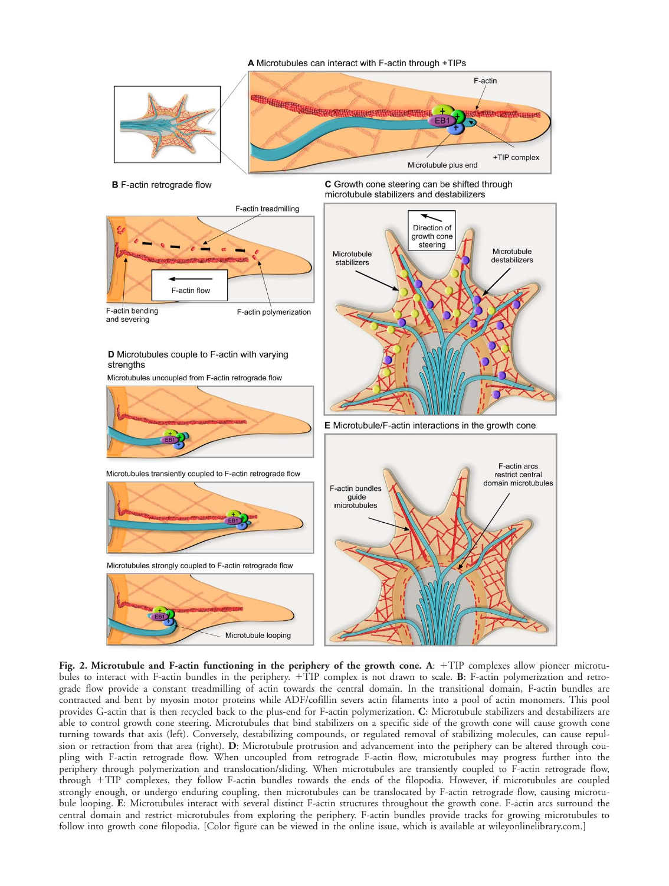**Fig. 2. Microtubule and F-actin functioning in the periphery of the growth cone. A**: +TIP complexes allow pioneer microtubules to interact with F-actin bundles in the periphery. +TIP complex is not drawn to scale. **B**: F-actin polymerization and retrograde flow provide a constant treadmilling of actin towards the central domain. In the transitional domain, F-actin bundles are contracted and bent by myosin motor proteins while ADF/cofillin severs actin filaments into a pool of actin monomers. This pool provides G-actin that is then recycled back to the plus-end for F-actin polymerization. **C**: Microtubule stabilizers and destabilizers are able to control growth cone steering. Microtubules that bind stabilizers on a specific side of the growth cone will cause growth cone turning towards that axis (left). Conversely, destabilizing compounds, or regulated removal of stabilizing molecules, can cause repulsion or retraction from that area (right). **D**: Microtubule protrusion and advancement into the periphery can be altered through coupling with F-actin retrograde flow. When uncoupled from retrograde F-actin flow, microtubules may progress further into the periphery through polymerization and translocation/sliding. When microtubules are transiently coupled to F-actin retrograde flow, through +TIP complexes, they follow F-actin bundles towards the ends of the filopodia. However, if microtubules are coupled strongly enough, or undergo enduring coupling, then microtubules can be translocated by F-actin retrograde flow, causing microtubule looping. **E**: Microtubules interact with several distinct F-actin structures throughout the growth cone. F-actin arcs surround the central domain and restrict microtubules from exploring the periphery. F-actin bundles provide tracks for growing microtubules to follow into growth cone filopodia. [Color figure can be viewed in the online issue, which is available at wileyonlinelibrary.com.]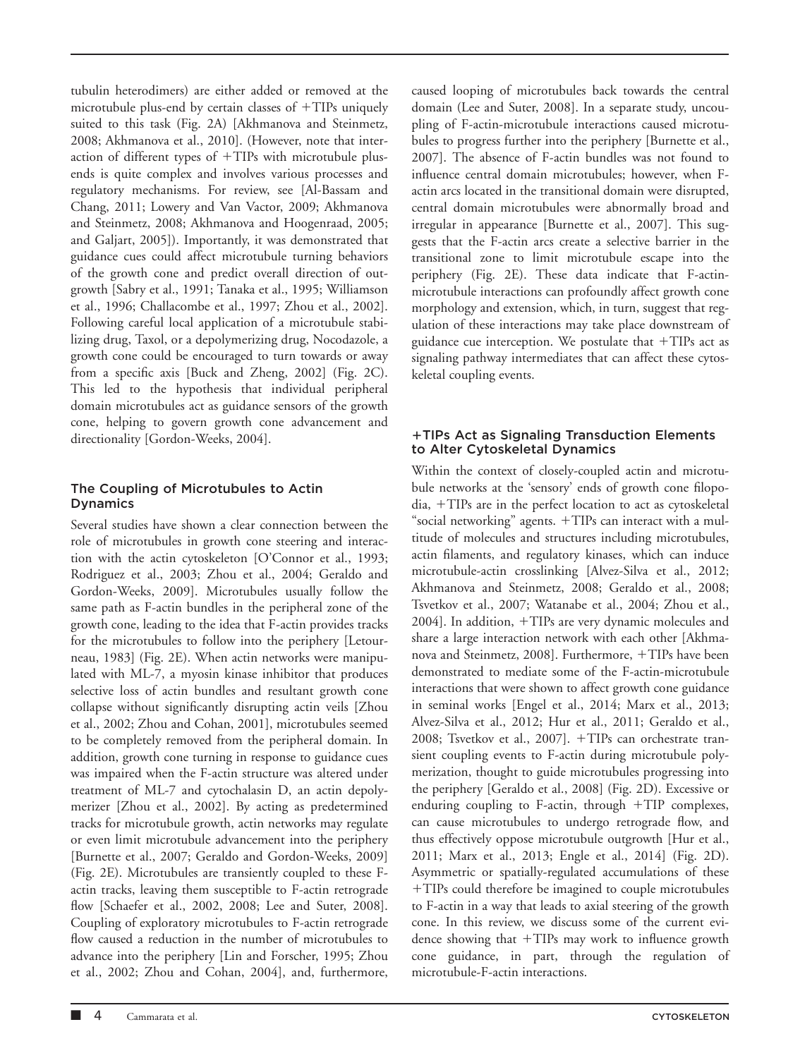tubulin heterodimers) are either added or removed at the microtubule plus-end by certain classes of +TIPs uniquely suited to this task (Fig. 2A) [Akhmanova and Steinmetz, 2008; Akhmanova et al., 2010]. (However, note that interaction of different types of +TIPs with microtubule plus-ends is quite complex and involves various processes and regulatory mechanisms. For review, see [Al-Bassam and Chang, 2011; Lowery and Van Vactor, 2009; Akhmanova and Steinmetz, 2008; Akhmanova and Hoogenraad, 2005; and Galjart, 2005]). Importantly, it was demonstrated that guidance cues could affect microtubule turning behaviors of the growth cone and predict overall direction of outgrowth [Sabry et al., 1991; Tanaka et al., 1995; Williamson et al., 1996; Challacombe et al., 1997; Zhou et al., 2002]. Following careful local application of a microtubule stabilizing drug, Taxol, or a depolymerizing drug, Nocodazole, a growth cone could be encouraged to turn towards or away from a specific axis [Buck and Zheng, 2002] (Fig. 2C). This led to the hypothesis that individual peripheral domain microtubules act as guidance sensors of the growth cone, helping to govern growth cone advancement and directionality [Gordon-Weeks, 2004].

## The Coupling of Microtubules to Actin Dynamics

Several studies have shown a clear connection between the role of microtubules in growth cone steering and interaction with the actin cytoskeleton [O'Connor et al., 1993; Rodriguez et al., 2003; Zhou et al., 2004; Geraldo and Gordon-Weeks, 2009]. Microtubules usually follow the same path as F-actin bundles in the peripheral zone of the growth cone, leading to the idea that F-actin provides tracks for the microtubules to follow into the periphery [Letourneau, 1983] (Fig. 2E). When actin networks were manipulated with ML-7, a myosin kinase inhibitor that produces selective loss of actin bundles and resultant growth cone collapse without significantly disrupting actin veils [Zhou et al., 2002; Zhou and Cohan, 2001], microtubules seemed to be completely removed from the peripheral domain. In addition, growth cone turning in response to guidance cues was impaired when the F-actin structure was altered under treatment of ML-7 and cytochalasin D, an actin depolymerizer [Zhou et al., 2002]. By acting as predetermined tracks for microtubule growth, actin networks may regulate or even limit microtubule advancement into the periphery [Burnette et al., 2007; Geraldo and Gordon-Weeks, 2009] (Fig. 2E). Microtubules are transiently coupled to these F-actin tracks, leaving them susceptible to F-actin retrograde flow [Schaefer et al., 2002, 2008; Lee and Suter, 2008]. Coupling of exploratory microtubules to F-actin retrograde flow caused a reduction in the number of microtubules to advance into the periphery [Lin and Forscher, 1995; Zhou et al., 2002; Zhou and Cohan, 2004], and, furthermore, caused looping of microtubules back towards the central domain [Lee and Suter, 2008]. In a separate study, uncoupling of F-actin-microtubule interactions caused microtubules to progress further into the periphery [Burnette et al., 2007]. The absence of F-actin bundles was not found to influence central domain microtubules; however, when F-actin arcs located in the transitional domain were disrupted, central domain microtubules were abnormally broad and irregular in appearance [Burnette et al., 2007]. This suggests that the F-actin arcs create a selective barrier in the transitional zone to limit microtubule escape into the periphery (Fig. 2E). These data indicate that F-actin-microtubule interactions can profoundly affect growth cone morphology and extension, which, in turn, suggest that regulation of these interactions may take place downstream of guidance cue interception. We postulate that +TIPs act as signaling pathway intermediates that can affect these cytoskeletal coupling events.

## +TIPs Act as Signaling Transduction Elements to Alter Cytoskeletal Dynamics

Within the context of closely-coupled actin and microtubule networks at the 'sensory' ends of growth cone filopodia, +TIPs are in the perfect location to act as cytoskeletal "social networking" agents. +TIPs can interact with a multitude of molecules and structures including microtubules, actin filaments, and regulatory kinases, which can induce microtubule-actin crosslinking [Alvez-Silva et al., 2012; Akhmanova and Steinmetz, 2008; Geraldo et al., 2008; Tsvetkov et al., 2007; Watanabe et al., 2004; Zhou et al., 2004]. In addition, +TIPs are very dynamic molecules and share a large interaction network with each other [Akhmanova and Steinmetz, 2008]. Furthermore, +TIPs have been demonstrated to mediate some of the F-actin-microtubule interactions that were shown to affect growth cone guidance in seminal works [Engel et al., 2014; Marx et al., 2013; Alvez-Silva et al., 2012; Hur et al., 2011; Geraldo et al., 2008; Tsvetkov et al., 2007]. +TIPs can orchestrate transient coupling events to F-actin during microtubule polymerization, thought to guide microtubules progressing into the periphery [Geraldo et al., 2008] (Fig. 2D). Excessive or enduring coupling to F-actin, through +TIP complexes, can cause microtubules to undergo retrograde flow, and thus effectively oppose microtubule outgrowth [Hur et al., 2011; Marx et al., 2013; Engle et al., 2014] (Fig. 2D). Asymmetric or spatially-regulated accumulations of these +TIPs could therefore be imagined to couple microtubules to F-actin in a way that leads to axial steering of the growth cone. In this review, we discuss some of the current evidence showing that +TIPs may work to influence growth cone guidance, in part, through the regulation of microtubule-F-actin interactions.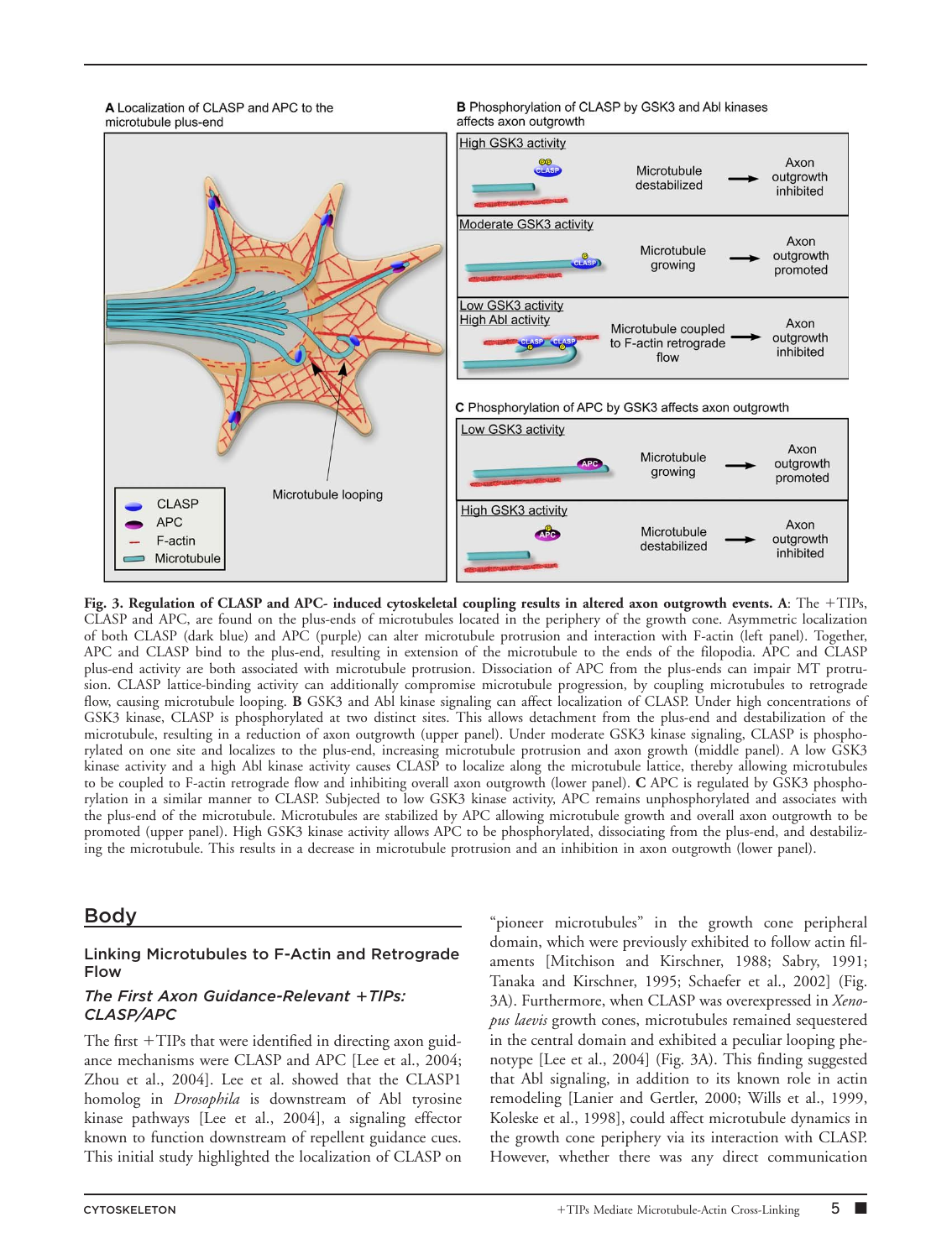**Fig. 3. Regulation of CLASP and APC- induced cytoskeletal coupling results in altered axon outgrowth events. A**: The +TIPs, CLASP and APC, are found on the plus-ends of microtubules located in the periphery of the growth cone. Asymmetric localization of both CLASP (dark blue) and APC (purple) can alter microtubule protrusion and interaction with F-actin (left panel). Together, APC and CLASP bind to the plus-end, resulting in extension of the microtubule to the ends of the filopodia. APC and CLASP plus-end activity are both associated with microtubule protrusion. Dissociation of APC from the plus-ends can impair MT protrusion. CLASP lattice-binding activity can additionally compromise microtubule progression, by coupling microtubules to retrograde flow, causing microtubule looping. **B** GSK3 and Abl kinase signaling can affect localization of CLASP. Under high concentrations of GSK3 kinase, CLASP is phosphorylated at two distinct sites. This allows detachment from the plus-end and destabilization of the microtubule, resulting in a reduction of axon outgrowth (upper panel). Under moderate GSK3 kinase signaling, CLASP is phosphorylated on one site and localizes to the plus-end, increasing microtubule protrusion and axon growth (middle panel). A low GSK3 kinase activity and a high Abl kinase activity causes CLASP to localize along the microtubule lattice, thereby allowing microtubules to be coupled to F-actin retrograde flow and inhibiting overall axon outgrowth (lower panel). **C** APC is regulated by GSK3 phosphorylation in a similar manner to CLASP. Subjected to low GSK3 kinase activity, APC remains unphosphorylated and associates with the plus-end of the microtubule. Microtubules are stabilized by APC allowing microtubule growth and overall axon outgrowth to be promoted (upper panel). High GSK3 kinase activity allows APC to be phosphorylated, dissociating from the plus-end, and destabilizing the microtubule. This results in a decrease in microtubule protrusion and an inhibition in axon outgrowth (lower panel).

## Body

### Linking Microtubules to F-Actin and Retrograde Flow

#### *The First Axon Guidance-Relevant +TIPs: CLASP/APC*

The first +TIPs that were identified in directing axon guidance mechanisms were CLASP and APC [Lee et al., 2004; Zhou et al., 2004]. Lee et al. showed that the CLASP1 homolog in *Drosophila* is downstream of Abl tyrosine kinase pathways [Lee et al., 2004], a signaling effector known to function downstream of repellent guidance cues. This initial study highlighted the localization of CLASP on "pioneer microtubules" in the growth cone peripheral domain, which were previously exhibited to follow actin filaments [Mitchison and Kirschner, 1988; Sabry, 1991; Tanaka and Kirschner, 1995; Schaefer et al., 2002] (Fig. 3A). Furthermore, when CLASP was overexpressed in *Xenopus laevis* growth cones, microtubules remained sequestered in the central domain and exhibited a peculiar looping phenotype [Lee et al., 2004] (Fig. 3A). This finding suggested that Abl signaling, in addition to its known role in actin remodeling [Lanier and Gertler, 2000; Wills et al., 1999, Koleske et al., 1998], could affect microtubule dynamics in the growth cone periphery via its interaction with CLASP. However, whether there was any direct communication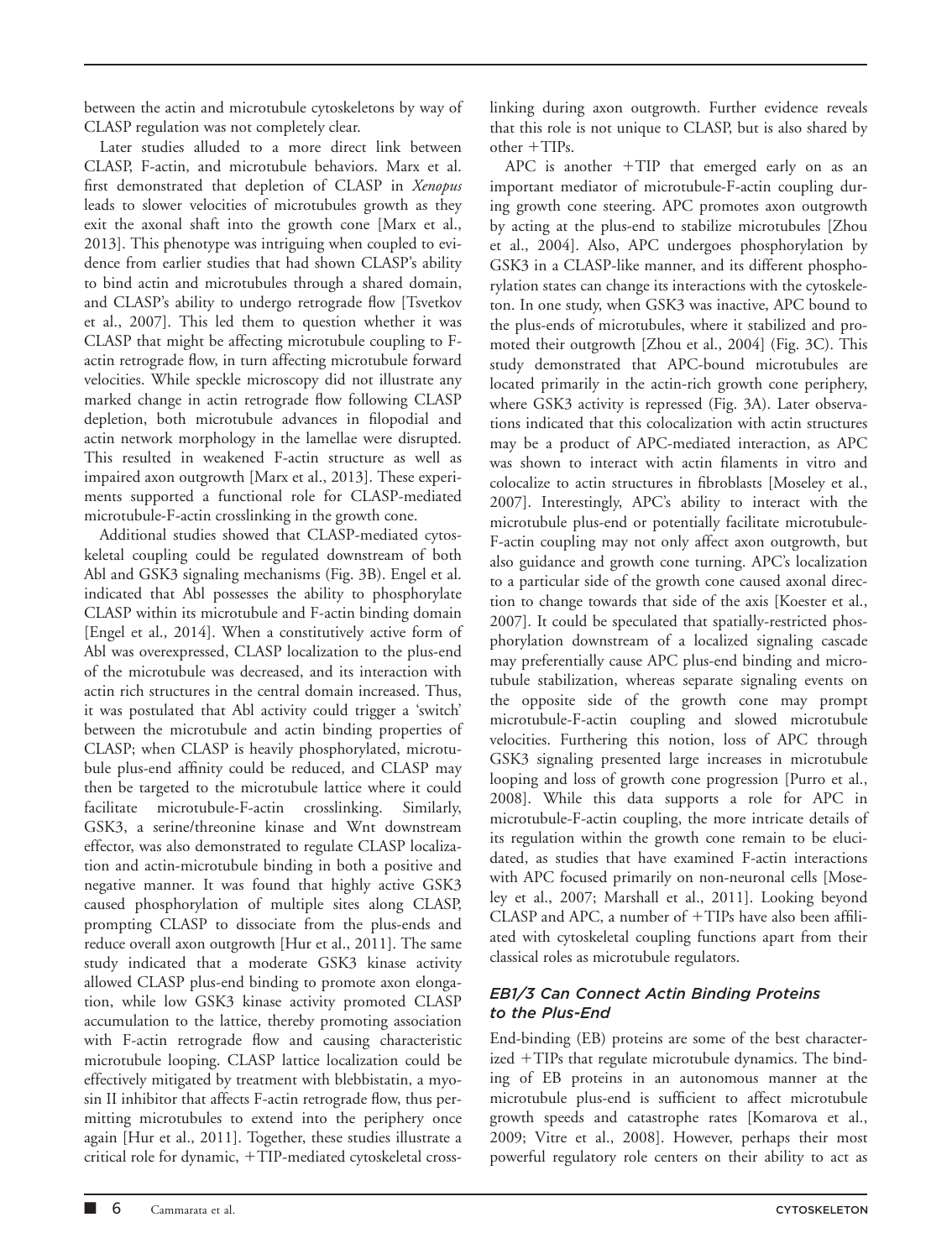between the actin and microtubule cytoskeletons by way of CLASP regulation was not completely clear.

Later studies alluded to a more direct link between CLASP, F-actin, and microtubule behaviors. Marx et al. first demonstrated that depletion of CLASP in *Xenopus* leads to slower velocities of microtubules growth as they exit the axonal shaft into the growth cone [Marx et al., 2013]. This phenotype was intriguing when coupled to evidence from earlier studies that had shown CLASP's ability to bind actin and microtubules through a shared domain, and CLASP's ability to undergo retrograde flow [Tsvetkov et al., 2007]. This led them to question whether it was CLASP that might be affecting microtubule coupling to F-actin retrograde flow, in turn affecting microtubule forward velocities. While speckle microscopy did not illustrate any marked change in actin retrograde flow following CLASP depletion, both microtubule advances in filopodial and actin network morphology in the lamellae were disrupted. This resulted in weakened F-actin structure as well as impaired axon outgrowth [Marx et al., 2013]. These experiments supported a functional role for CLASP-mediated microtubule-F-actin crosslinking in the growth cone.

Additional studies showed that CLASP-mediated cytoskeletal coupling could be regulated downstream of both Abl and GSK3 signaling mechanisms (Fig. 3B). Engel et al. indicated that Abl possesses the ability to phosphorylate CLASP within its microtubule and F-actin binding domain [Engel et al., 2014]. When a constitutively active form of Abl was overexpressed, CLASP localization to the plus-end of the microtubule was decreased, and its interaction with actin rich structures in the central domain increased. Thus, it was postulated that Abl activity could trigger a 'switch' between the microtubule and actin binding properties of CLASP; when CLASP is heavily phosphorylated, microtubule plus-end affinity could be reduced, and CLASP may then be targeted to the microtubule lattice where it could facilitate microtubule-F-actin crosslinking. Similarly, GSK3, a serine/threonine kinase and Wnt downstream effector, was also demonstrated to regulate CLASP localization and actin-microtubule binding in both a positive and negative manner. It was found that highly active GSK3 caused phosphorylation of multiple sites along CLASP, prompting CLASP to dissociate from the plus-ends and reduce overall axon outgrowth [Hur et al., 2011]. The same study indicated that a moderate GSK3 kinase activity allowed CLASP plus-end binding to promote axon elongation, while low GSK3 kinase activity promoted CLASP accumulation to the lattice, thereby promoting association with F-actin retrograde flow and causing characteristic microtubule looping. CLASP lattice localization could be effectively mitigated by treatment with blebbistatin, a myosin II inhibitor that affects F-actin retrograde flow, thus permitting microtubules to extend into the periphery once again [Hur et al., 2011]. Together, these studies illustrate a critical role for dynamic, +TIP-mediated cytoskeletal crosslinking during axon outgrowth. Further evidence reveals that this role is not unique to CLASP, but is also shared by other +TIPs.

APC is another +TIP that emerged early on as an important mediator of microtubule-F-actin coupling during growth cone steering. APC promotes axon outgrowth by acting at the plus-end to stabilize microtubules [Zhou et al., 2004]. Also, APC undergoes phosphorylation by GSK3 in a CLASP-like manner, and its different phosphorylation states can change its interactions with the cytoskeleton. In one study, when GSK3 was inactive, APC bound to the plus-ends of microtubules, where it stabilized and promoted their outgrowth [Zhou et al., 2004] (Fig. 3C). This study demonstrated that APC-bound microtubules are located primarily in the actin-rich growth cone periphery, where GSK3 activity is repressed (Fig. 3A). Later observations indicated that this colocalization with actin structures may be a product of APC-mediated interaction, as APC was shown to interact with actin filaments in vitro and colocalize to actin structures in fibroblasts [Moseley et al., 2007]. Interestingly, APC's ability to interact with the microtubule plus-end or potentially facilitate microtubule-F-actin coupling may not only affect axon outgrowth, but also guidance and growth cone turning. APC's localization to a particular side of the growth cone caused axonal direction to change towards that side of the axis [Koester et al., 2007]. It could be speculated that spatially-restricted phosphorylation downstream of a localized signaling cascade may preferentially cause APC plus-end binding and microtubule stabilization, whereas separate signaling events on the opposite side of the growth cone may prompt microtubule-F-actin coupling and slowed microtubule velocities. Furthering this notion, loss of APC through GSK3 signaling presented large increases in microtubule looping and loss of growth cone progression [Purro et al., 2008]. While this data supports a role for APC in microtubule-F-actin coupling, the more intricate details of its regulation within the growth cone remain to be elucidated, as studies that have examined F-actin interactions with APC focused primarily on non-neuronal cells [Moseley et al., 2007; Marshall et al., 2011]. Looking beyond CLASP and APC, a number of +TIPs have also been affiliated with cytoskeletal coupling functions apart from their classical roles as microtubule regulators.

### *EB1/3 Can Connect Actin Binding Proteins to the Plus-End*

End-binding (EB) proteins are some of the best characterized +TIPs that regulate microtubule dynamics. The binding of EB proteins in an autonomous manner at the microtubule plus-end is sufficient to affect microtubule growth speeds and catastrophe rates [Komarova et al., 2009; Vitre et al., 2008]. However, perhaps their most powerful regulatory role centers on their ability to act as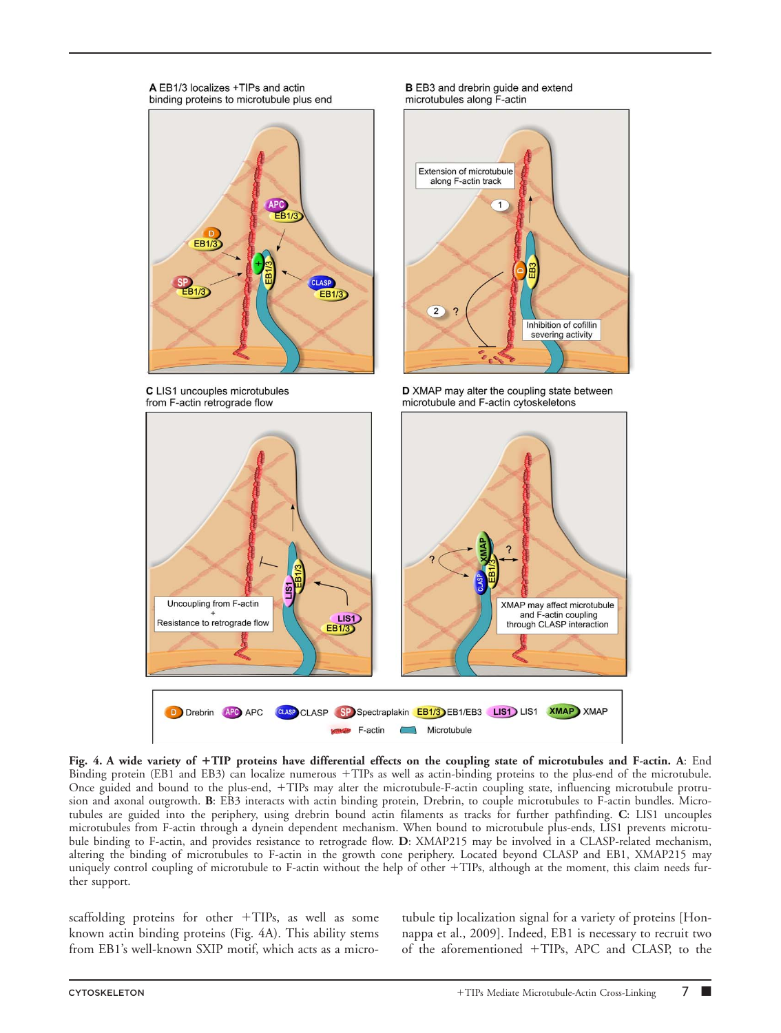**Fig. 4. A wide variety of +TIP proteins have differential effects on the coupling state of microtubules and F-actin. A**: End Binding protein (EB1 and EB3) can localize numerous +TIPs as well as actin-binding proteins to the plus-end of the microtubule. Once guided and bound to the plus-end, +TIPs may alter the microtubule-F-actin coupling state, influencing microtubule protrusion and axonal outgrowth. **B**: EB3 interacts with actin binding protein, Drebrin, to couple microtubules to F-actin bundles. Microtubules are guided into the periphery, using drebrin bound actin filaments as tracks for further pathfinding. **C**: LIS1 uncouples microtubules from F-actin through a dynein dependent mechanism. When bound to microtubule plus-ends, LIS1 prevents microtubule binding to F-actin, and provides resistance to retrograde flow. **D**: XMAP215 may be involved in a CLASP-related mechanism, altering the binding of microtubules to F-actin in the growth cone periphery. Located beyond CLASP and EB1, XMAP215 may uniquely control coupling of microtubule to F-actin without the help of other +TIPs, although at the moment, this claim needs further support.

scaffolding proteins for other +TIPs, as well as some known actin binding proteins (Fig. 4A). This ability stems from EB1's well-known SXIP motif, which acts as a microtubule tip localization signal for a variety of proteins [Honnappa et al., 2009]. Indeed, EB1 is necessary to recruit two of the aforementioned +TIPs, APC and CLASP, to the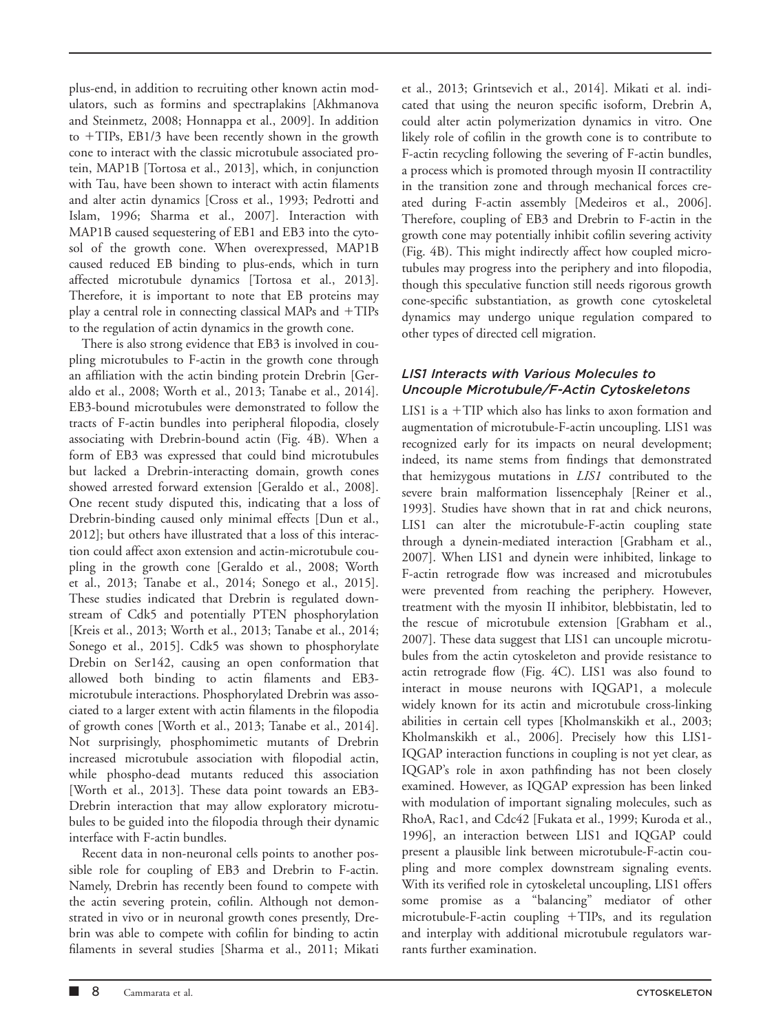plus-end, in addition to recruiting other known actin modulators, such as formins and spectraplakins [Akhmanova and Steinmetz, 2008; Honnappa et al., 2009]. In addition to +TIPs, EB1/3 have been recently shown in the growth cone to interact with the classic microtubule associated protein, MAP1B [Tortosa et al., 2013], which, in conjunction with Tau, have been shown to interact with actin filaments and alter actin dynamics [Cross et al., 1993; Pedrotti and Islam, 1996; Sharma et al., 2007]. Interaction with MAP1B caused sequestering of EB1 and EB3 into the cytosol of the growth cone. When overexpressed, MAP1B caused reduced EB binding to plus-ends, which in turn affected microtubule dynamics [Tortosa et al., 2013]. Therefore, it is important to note that EB proteins may play a central role in connecting classical MAPs and +TIPs to the regulation of actin dynamics in the growth cone.

There is also strong evidence that EB3 is involved in coupling microtubules to F-actin in the growth cone through an affiliation with the actin binding protein Drebrin [Geraldo et al., 2008; Worth et al., 2013; Tanabe et al., 2014]. EB3-bound microtubules were demonstrated to follow the tracts of F-actin bundles into peripheral filopodia, closely associating with Drebrin-bound actin (Fig. 4B). When a form of EB3 was expressed that could bind microtubules but lacked a Drebrin-interacting domain, growth cones showed arrested forward extension [Geraldo et al., 2008]. One recent study disputed this, indicating that a loss of Drebrin-binding caused only minimal effects [Dun et al., 2012]; but others have illustrated that a loss of this interaction could affect axon extension and actin-microtubule coupling in the growth cone [Geraldo et al., 2008; Worth et al., 2013; Tanabe et al., 2014; Sonego et al., 2015]. These studies indicated that Drebrin is regulated downstream of Cdk5 and potentially PTEN phosphorylation [Kreis et al., 2013; Worth et al., 2013; Tanabe et al., 2014; Sonego et al., 2015]. Cdk5 was shown to phosphorylate Drebin on Ser142, causing an open conformation that allowed both binding to actin filaments and EB3-microtubule interactions. Phosphorylated Drebrin was associated to a larger extent with actin filaments in the filopodia of growth cones [Worth et al., 2013; Tanabe et al., 2014]. Not surprisingly, phosphomimetic mutants of Drebrin increased microtubule association with filopodial actin, while phospho-dead mutants reduced this association [Worth et al., 2013]. These data point towards an EB3-Drebrin interaction that may allow exploratory microtubules to be guided into the filopodia through their dynamic interface with F-actin bundles.

Recent data in non-neuronal cells points to another possible role for coupling of EB3 and Drebrin to F-actin. Namely, Drebrin has recently been found to compete with the actin severing protein, cofilin. Although not demonstrated in vivo or in neuronal growth cones presently, Drebrin was able to compete with cofilin for binding to actin filaments in several studies [Sharma et al., 2011; Mikati et al., 2013; Grintsevich et al., 2014]. Mikati et al. indicated that using the neuron specific isoform, Drebrin A, could alter actin polymerization dynamics in vitro. One likely role of cofilin in the growth cone is to contribute to F-actin recycling following the severing of F-actin bundles, a process which is promoted through myosin II contractility in the transition zone and through mechanical forces created during F-actin assembly [Medeiros et al., 2006]. Therefore, coupling of EB3 and Drebrin to F-actin in the growth cone may potentially inhibit cofilin severing activity (Fig. 4B). This might indirectly affect how coupled microtubules may progress into the periphery and into filopodia, though this speculative function still needs rigorous growth cone-specific substantiation, as growth cone cytoskeletal dynamics may undergo unique regulation compared to other types of directed cell migration.

### *LIS1 Interacts with Various Molecules to Uncouple Microtubule/F-Actin Cytoskeletons*

LIS1 is a +TIP which also has links to axon formation and augmentation of microtubule-F-actin uncoupling. LIS1 was recognized early for its impacts on neural development; indeed, its name stems from findings that demonstrated that hemizygous mutations in *LIS1* contributed to the severe brain malformation lissencephaly [Reiner et al., 1993]. Studies have shown that in rat and chick neurons, LIS1 can alter the microtubule-F-actin coupling state through a dynein-mediated interaction [Grabham et al., 2007]. When LIS1 and dynein were inhibited, linkage to F-actin retrograde flow was increased and microtubules were prevented from reaching the periphery. However, treatment with the myosin II inhibitor, blebbistatin, led to the rescue of microtubule extension [Grabham et al., 2007]. These data suggest that LIS1 can uncouple microtubules from the actin cytoskeleton and provide resistance to actin retrograde flow (Fig. 4C). LIS1 was also found to interact in mouse neurons with IQGAP1, a molecule widely known for its actin and microtubule cross-linking abilities in certain cell types [Kholmanskikh et al., 2003; Kholmanskikh et al., 2006]. Precisely how this LIS1-IQGAP interaction functions in coupling is not yet clear, as IQGAP's role in axon pathfinding has not been closely examined. However, as IQGAP expression has been linked with modulation of important signaling molecules, such as RhoA, Rac1, and Cdc42 [Fukata et al., 1999; Kuroda et al., 1996], an interaction between LIS1 and IQGAP could present a plausible link between microtubule-F-actin coupling and more complex downstream signaling events. With its verified role in cytoskeletal uncoupling, LIS1 offers some promise as a "balancing" mediator of other microtubule-F-actin coupling +TIPs, and its regulation and interplay with additional microtubule regulators warrants further examination.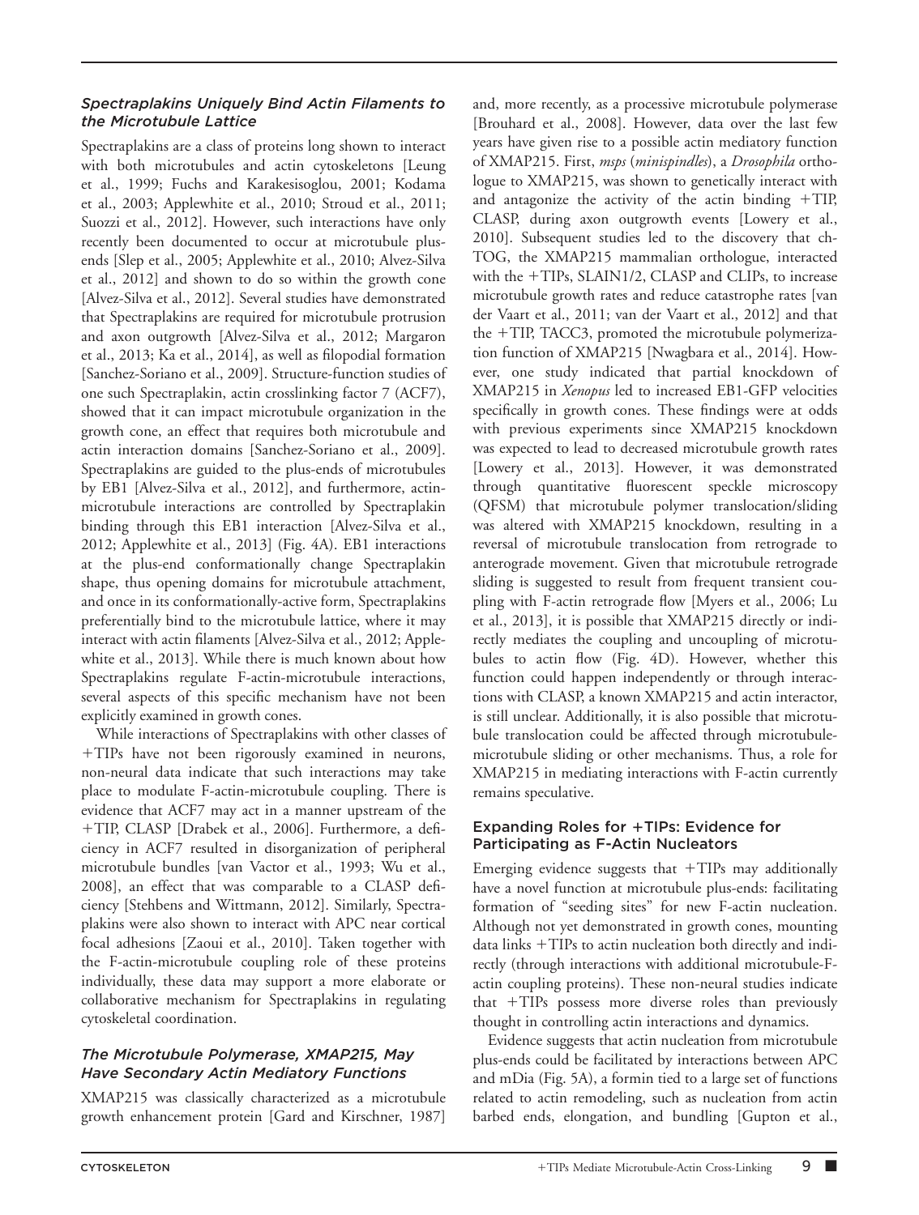### *Spectraplakins Uniquely Bind Actin Filaments to the Microtubule Lattice*

Spectraplakins are a class of proteins long shown to interact with both microtubules and actin cytoskeletons [Leung et al., 1999; Fuchs and Karakesisoglou, 2001; Kodama et al., 2003; Applewhite et al., 2010; Stroud et al., 2011; Suozzi et al., 2012]. However, such interactions have only recently been documented to occur at microtubule plus-ends [Slep et al., 2005; Applewhite et al., 2010; Alvez-Silva et al., 2012] and shown to do so within the growth cone [Alvez-Silva et al., 2012]. Several studies have demonstrated that Spectraplakins are required for microtubule protrusion and axon outgrowth [Alvez-Silva et al., 2012; Margaron et al., 2013; Ka et al., 2014], as well as filopodial formation [Sanchez-Soriano et al., 2009]. Structure-function studies of one such Spectraplakin, actin crosslinking factor 7 (ACF7), showed that it can impact microtubule organization in the growth cone, an effect that requires both microtubule and actin interaction domains [Sanchez-Soriano et al., 2009]. Spectraplakins are guided to the plus-ends of microtubules by EB1 [Alvez-Silva et al., 2012], and furthermore, actin-microtubule interactions are controlled by Spectraplakin binding through this EB1 interaction [Alvez-Silva et al., 2012; Applewhite et al., 2013] (Fig. 4A). EB1 interactions at the plus-end conformationally change Spectraplakin shape, thus opening domains for microtubule attachment, and once in its conformationally-active form, Spectraplakins preferentially bind to the microtubule lattice, where it may interact with actin filaments [Alvez-Silva et al., 2012; Applewhite et al., 2013]. While there is much known about how Spectraplakins regulate F-actin-microtubule interactions, several aspects of this specific mechanism have not been explicitly examined in growth cones.

While interactions of Spectraplakins with other classes of +TIPs have not been rigorously examined in neurons, non-neural data indicate that such interactions may take place to modulate F-actin-microtubule coupling. There is evidence that ACF7 may act in a manner upstream of the +TIP, CLASP [Drabek et al., 2006]. Furthermore, a deficiency in ACF7 resulted in disorganization of peripheral microtubule bundles [van Vactor et al., 1993; Wu et al., 2008], an effect that was comparable to a CLASP deficiency [Stehbens and Wittmann, 2012]. Similarly, Spectraplakins were also shown to interact with APC near cortical focal adhesions [Zaoui et al., 2010]. Taken together with the F-actin-microtubule coupling role of these proteins individually, these data may support a more elaborate or collaborative mechanism for Spectraplakins in regulating cytoskeletal coordination.

### *The Microtubule Polymerase, XMAP215, May Have Secondary Actin Mediatory Functions*

XMAP215 was classically characterized as a microtubule growth enhancement protein [Gard and Kirschner, 1987] and, more recently, as a processive microtubule polymerase [Brouhard et al., 2008]. However, data over the last few years have given rise to a possible actin mediatory function of XMAP215. First, *msps* (*minispindles*), a *Drosophila* orthologue to XMAP215, was shown to genetically interact with and antagonize the activity of the actin binding +TIP, CLASP, during axon outgrowth events [Lowery et al., 2010]. Subsequent studies led to the discovery that ch-TOG, the XMAP215 mammalian orthologue, interacted with the +TIPs, SLAIN1/2, CLASP and CLIPs, to increase microtubule growth rates and reduce catastrophe rates [van der Vaart et al., 2011; van der Vaart et al., 2012] and that the +TIP, TACC3, promoted the microtubule polymerization function of XMAP215 [Nwagbara et al., 2014]. However, one study indicated that partial knockdown of XMAP215 in *Xenopus* led to increased EB1-GFP velocities specifically in growth cones. These findings were at odds with previous experiments since XMAP215 knockdown was expected to lead to decreased microtubule growth rates [Lowery et al., 2013]. However, it was demonstrated through quantitative fluorescent speckle microscopy (QFSM) that microtubule polymer translocation/sliding was altered with XMAP215 knockdown, resulting in a reversal of microtubule translocation from retrograde to anterograde movement. Given that microtubule retrograde sliding is suggested to result from frequent transient coupling with F-actin retrograde flow [Myers et al., 2006; Lu et al., 2013], it is possible that XMAP215 directly or indirectly mediates the coupling and uncoupling of microtubules to actin flow (Fig. 4D). However, whether this function could happen independently or through interactions with CLASP, a known XMAP215 and actin interactor, is still unclear. Additionally, it is also possible that microtubule translocation could be affected through microtubule-microtubule sliding or other mechanisms. Thus, a role for XMAP215 in mediating interactions with F-actin currently remains speculative.

## Expanding Roles for +TIPs: Evidence for Participating as F-Actin Nucleators

Emerging evidence suggests that +TIPs may additionally have a novel function at microtubule plus-ends: facilitating formation of "seeding sites" for new F-actin nucleation. Although not yet demonstrated in growth cones, mounting data links +TIPs to actin nucleation both directly and indirectly (through interactions with additional microtubule-F-actin coupling proteins). These non-neural studies indicate that +TIPs possess more diverse roles than previously thought in controlling actin interactions and dynamics.

Evidence suggests that actin nucleation from microtubule plus-ends could be facilitated by interactions between APC and mDia (Fig. 5A), a formin tied to a large set of functions related to actin remodeling, such as nucleation from actin barbed ends, elongation, and bundling [Gupton et al.,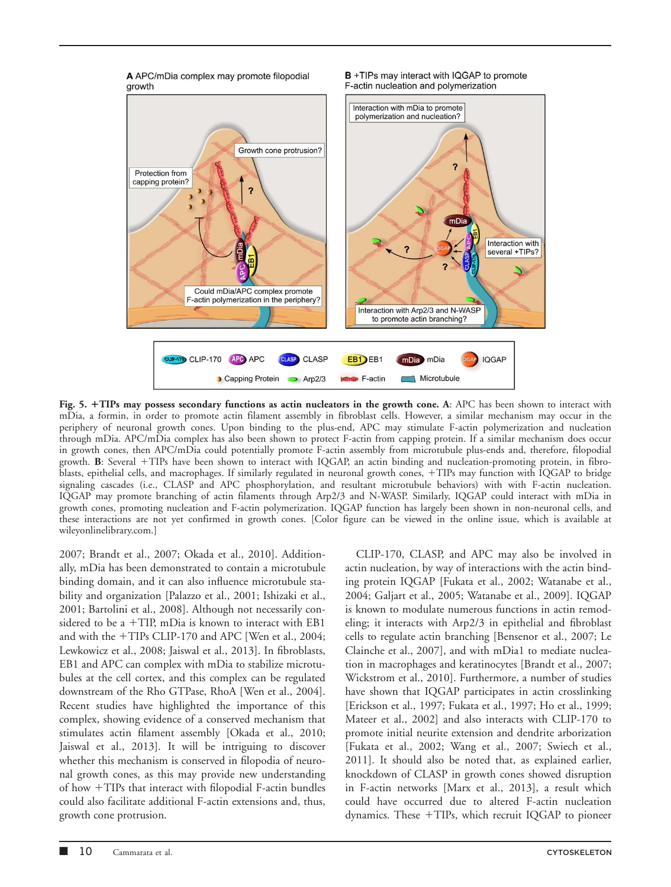**Fig. 5. +TIPs may possess secondary functions as actin nucleators in the growth cone. A**: APC has been shown to interact with mDia, a formin, in order to promote actin filament assembly in fibroblast cells. However, a similar mechanism may occur in the periphery of neuronal growth cones. Upon binding to the plus-end, APC may stimulate F-actin polymerization and nucleation through mDia. APC/mDia complex has also been shown to protect F-actin from capping protein. If a similar mechanism does occur in growth cones, then APC/mDia could potentially promote F-actin assembly from microtubule plus-ends and, therefore, filopodial growth. **B**: Several +TIPs have been shown to interact with IQGAP, an actin binding and nucleation-promoting protein, in fibroblasts, epithelial cells, and macrophages. If similarly regulated in neuronal growth cones, +TIPs may function with IQGAP to bridge signaling cascades (i.e., CLASP and APC phosphorylation, and resultant microtubule behaviors) with with F-actin nucleation. IQGAP may promote branching of actin filaments through Arp2/3 and N-WASP. Similarly, IQGAP could interact with mDia in growth cones, promoting nucleation and F-actin polymerization. IQGAP function has largely been shown in non-neuronal cells, and these interactions are not yet confirmed in growth cones. [Color figure can be viewed in the online issue, which is available at wileyonlinelibrary.com.]

2007; Brandt et al., 2007; Okada et al., 2010]. Additionally, mDia has been demonstrated to contain a microtubule binding domain, and it can also influence microtubule stability and organization [Palazzo et al., 2001; Ishizaki et al., 2001; Bartolini et al., 2008]. Although not necessarily considered to be a +TIP, mDia is known to interact with EB1 and with the +TIPs CLIP-170 and APC [Wen et al., 2004; Lewkowicz et al., 2008; Jaiswal et al., 2013]. In fibroblasts, EB1 and APC can complex with mDia to stabilize microtubules at the cell cortex, and this complex can be regulated downstream of the Rho GTPase, RhoA [Wen et al., 2004]. Recent studies have highlighted the importance of this complex, showing evidence of a conserved mechanism that stimulates actin filament assembly [Okada et al., 2010; Jaiswal et al., 2013]. It will be intriguing to discover whether this mechanism is conserved in filopodia of neuronal growth cones, as this may provide new understanding of how +TIPs that interact with filopodial F-actin bundles could also facilitate additional F-actin extensions and, thus, growth cone protrusion.

CLIP-170, CLASP, and APC may also be involved in actin nucleation, by way of interactions with the actin binding protein IQGAP [Fukata et al., 2002; Watanabe et al., 2004; Galjart et al., 2005; Watanabe et al., 2009]. IQGAP is known to modulate numerous functions in actin remodeling; it interacts with Arp2/3 in epithelial and fibroblast cells to regulate actin branching [Bensenor et al., 2007; Le Clainche et al., 2007], and with mDia1 to mediate nucleation in macrophages and keratinocytes [Brandt et al., 2007; Wickstrom et al., 2010]. Furthermore, a number of studies have shown that IQGAP participates in actin crosslinking [Erickson et al., 1997; Fukata et al., 1997; Ho et al., 1999; Mateer et al., 2002] and also interacts with CLIP-170 to promote initial neurite extension and dendrite arborization [Fukata et al., 2002; Wang et al., 2007; Swiech et al., 2011]. It should also be noted that, as explained earlier, knockdown of CLASP in growth cones showed disruption in F-actin networks [Marx et al., 2013], a result which could have occurred due to altered F-actin nucleation dynamics. These +TIPs, which recruit IQGAP to pioneer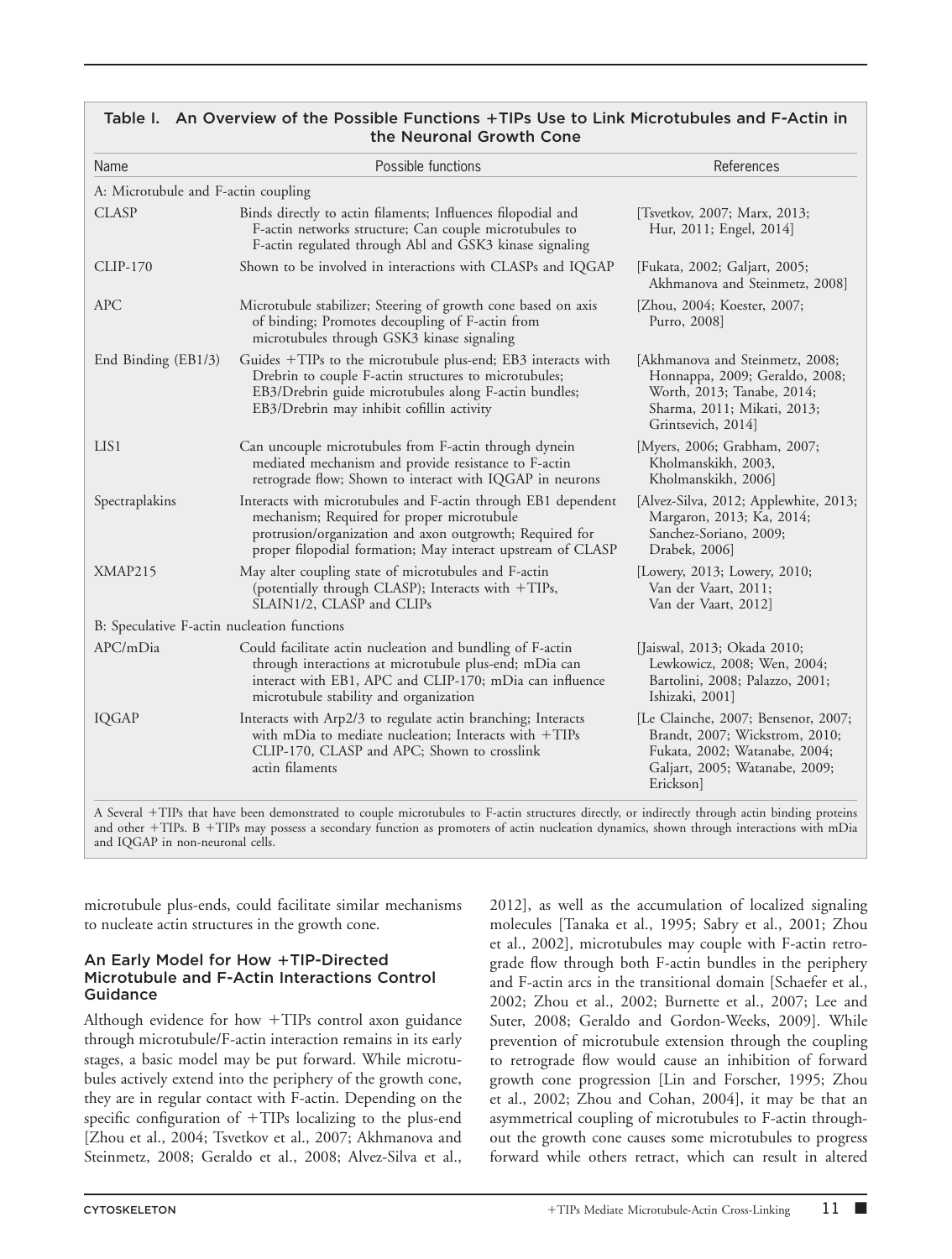Table I. An Overview of the Possible Functions +TIPs Use to Link Microtubules and F-Actin in the Neuronal Growth Cone

| Name | Possible functions | References |
|---|---|---|
| A: Microtubule and F-actin coupling | | |
| CLASP | Binds directly to actin filaments; Influences filopodial and F-actin networks structure; Can couple microtubules to F-actin regulated through Abl and GSK3 kinase signaling | [Tsvetkov, 2007; Marx, 2013; Hur, 2011; Engel, 2014] |
| CLIP-170 | Shown to be involved in interactions with CLASPs and IQGAP | [Fukata, 2002; Galjart, 2005; Akhmanova and Steinmetz, 2008] |
| APC | Microtubule stabilizer; Steering of growth cone based on axis of binding; Promotes decoupling of F-actin from microtubules through GSK3 kinase signaling | [Zhou, 2004; Koester, 2007; Purro, 2008] |
| End Binding (EB1/3) | Guides +TIPs to the microtubule plus-end; EB3 interacts with Drebrin to couple F-actin structures to microtubules; EB3/Drebrin guide microtubules along F-actin bundles; EB3/Drebrin may inhibit cofillin activity | [Akhmanova and Steinmetz, 2008; Honnappa, 2009; Geraldo, 2008; Worth, 2013; Tanabe, 2014; Sharma, 2011; Mikati, 2013; Grintsevich, 2014] |
| LIS1 | Can uncouple microtubules from F-actin through dynein mediated mechanism and provide resistance to F-actin retrograde flow; Shown to interact with IQGAP in neurons | [Myers, 2006; Grabham, 2007; Kholmanskikh, 2003, Kholmanskikh, 2006] |
| Spectraplakins | Interacts with microtubules and F-actin through EB1 dependent mechanism; Required for proper microtubule protrusion/organization and axon outgrowth; Required for proper filopodial formation; May interact upstream of CLASP | [Alvez-Silva, 2012; Applewhite, 2013; Margaron, 2013; Ka, 2014; Sanchez-Soriano, 2009; Drabek, 2006] |
| XMAP215 | May alter coupling state of microtubules and F-actin (potentially through CLASP); Interacts with +TIPs, SLAIN1/2, CLASP and CLIPs | [Lowery, 2013; Lowery, 2010; Van der Vaart, 2011; Van der Vaart, 2012] |
| B: Speculative F-actin nucleation functions | | |
| APC/mDia | Could facilitate actin nucleation and bundling of F-actin through interactions at microtubule plus-end; mDia can interact with EB1, APC and CLIP-170; mDia can influence microtubule stability and organization | [Jaiswal, 2013; Okada 2010; Lewkowicz, 2008; Wen, 2004; Bartolini, 2008; Palazzo, 2001; Ishizaki, 2001] |
| IQGAP | Interacts with Arp2/3 to regulate actin branching; Interacts with mDia to mediate nucleation; Interacts with +TIPs CLIP-170, CLASP and APC; Shown to crosslink actin filaments | [Le Clainche, 2007; Bensenor, 2007; Brandt, 2007; Wickstrom, 2010; Fukata, 2002; Watanabe, 2004; Galjart, 2005; Watanabe, 2009; Erickson] |

A Several +TIPs that have been demonstrated to couple microtubules to F-actin structures directly, or indirectly through actin binding proteins and other +TIPs. B +TIPs may possess a secondary function as promoters of actin nucleation dynamics, shown through interactions with mDia and IQGAP in non-neuronal cells.

microtubule plus-ends, could facilitate similar mechanisms to nucleate actin structures in the growth cone.

### An Early Model for How +TIP-Directed Microtubule and F-Actin Interactions Control Guidance

Although evidence for how +TIPs control axon guidance through microtubule/F-actin interaction remains in its early stages, a basic model may be put forward. While microtubules actively extend into the periphery of the growth cone, they are in regular contact with F-actin. Depending on the specific configuration of +TIPs localizing to the plus-end [Zhou et al., 2004; Tsvetkov et al., 2007; Akhmanova and Steinmetz, 2008; Geraldo et al., 2008; Alvez-Silva et al., 2012], as well as the accumulation of localized signaling molecules [Tanaka et al., 1995; Sabry et al., 2001; Zhou et al., 2002], microtubules may couple with F-actin retrograde flow through both F-actin bundles in the periphery and F-actin arcs in the transitional domain [Schaefer et al., 2002; Zhou et al., 2002; Burnette et al., 2007; Lee and Suter, 2008; Geraldo and Gordon-Weeks, 2009]. While prevention of microtubule extension through the coupling to retrograde flow would cause an inhibition of forward growth cone progression [Lin and Forscher, 1995; Zhou et al., 2002; Zhou and Cohan, 2004], it may be that an asymmetrical coupling of microtubules to F-actin throughout the growth cone causes some microtubules to progress forward while others retract, which can result in altered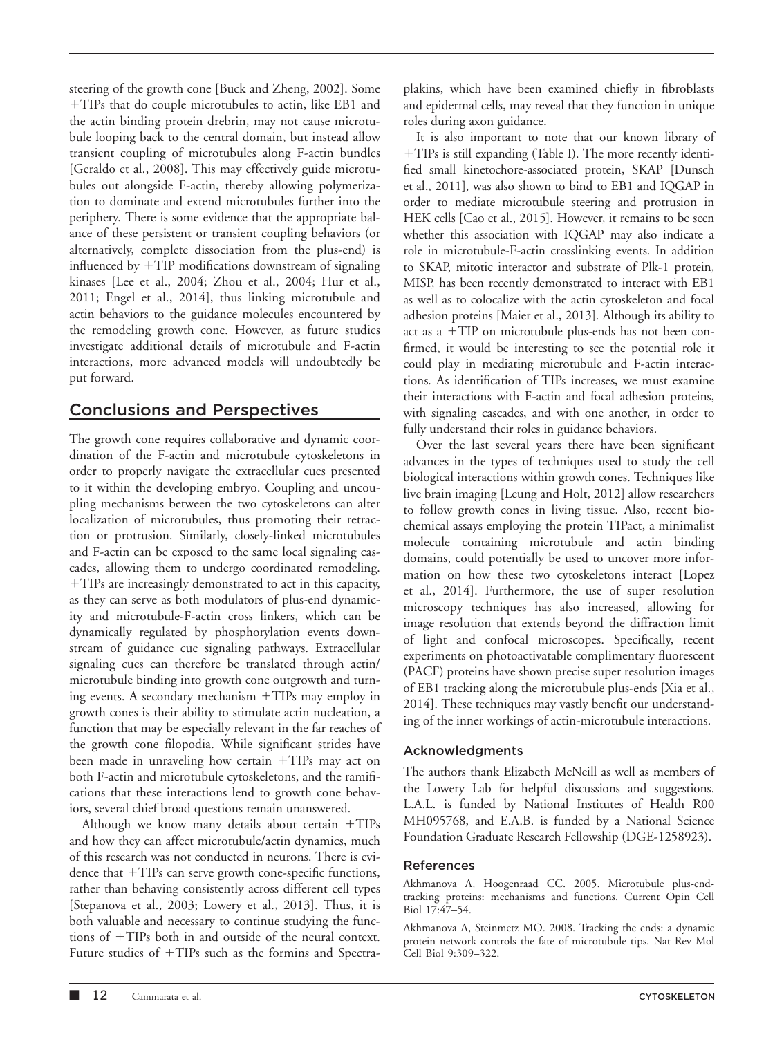steering of the growth cone [Buck and Zheng, 2002]. Some +TIPs that do couple microtubules to actin, like EB1 and the actin binding protein drebrin, may not cause microtubule looping back to the central domain, but instead allow transient coupling of microtubules along F-actin bundles [Geraldo et al., 2008]. This may effectively guide microtubules out alongside F-actin, thereby allowing polymerization to dominate and extend microtubules further into the periphery. There is some evidence that the appropriate balance of these persistent or transient coupling behaviors (or alternatively, complete dissociation from the plus-end) is influenced by +TIP modifications downstream of signaling kinases [Lee et al., 2004; Zhou et al., 2004; Hur et al., 2011; Engel et al., 2014], thus linking microtubule and actin behaviors to the guidance molecules encountered by the remodeling growth cone. However, as future studies investigate additional details of microtubule and F-actin interactions, more advanced models will undoubtedly be put forward.

## Conclusions and Perspectives

The growth cone requires collaborative and dynamic coordination of the F-actin and microtubule cytoskeletons in order to properly navigate the extracellular cues presented to it within the developing embryo. Coupling and uncoupling mechanisms between the two cytoskeletons can alter localization of microtubules, thus promoting their retraction or protrusion. Similarly, closely-linked microtubules and F-actin can be exposed to the same local signaling cascades, allowing them to undergo coordinated remodeling. +TIPs are increasingly demonstrated to act in this capacity, as they can serve as both modulators of plus-end dynamicity and microtubule-F-actin cross linkers, which can be dynamically regulated by phosphorylation events downstream of guidance cue signaling pathways. Extracellular signaling cues can therefore be translated through actin/microtubule binding into growth cone outgrowth and turning events. A secondary mechanism +TIPs may employ in growth cones is their ability to stimulate actin nucleation, a function that may be especially relevant in the far reaches of the growth cone filopodia. While significant strides have been made in unraveling how certain +TIPs may act on both F-actin and microtubule cytoskeletons, and the ramifications that these interactions lend to growth cone behaviors, several chief broad questions remain unanswered.

Although we know many details about certain +TIPs and how they can affect microtubule/actin dynamics, much of this research was not conducted in neurons. There is evidence that +TIPs can serve growth cone-specific functions, rather than behaving consistently across different cell types [Stepanova et al., 2003; Lowery et al., 2013]. Thus, it is both valuable and necessary to continue studying the functions of +TIPs both in and outside of the neural context. Future studies of +TIPs such as the formins and Spectraplakins, which have been examined chiefly in fibroblasts and epidermal cells, may reveal that they function in unique roles during axon guidance.

It is also important to note that our known library of +TIPs is still expanding (Table I). The more recently identified small kinetochore-associated protein, SKAP [Dunsch et al., 2011], was also shown to bind to EB1 and IQGAP in order to mediate microtubule steering and protrusion in HEK cells [Cao et al., 2015]. However, it remains to be seen whether this association with IQGAP may also indicate a role in microtubule-F-actin crosslinking events. In addition to SKAP, mitotic interactor and substrate of Plk-1 protein, MISP, has been recently demonstrated to interact with EB1 as well as to colocalize with the actin cytoskeleton and focal adhesion proteins [Maier et al., 2013]. Although its ability to act as a +TIP on microtubule plus-ends has not been confirmed, it would be interesting to see the potential role it could play in mediating microtubule and F-actin interactions. As identification of TIPs increases, we must examine their interactions with F-actin and focal adhesion proteins, with signaling cascades, and with one another, in order to fully understand their roles in guidance behaviors.

Over the last several years there have been significant advances in the types of techniques used to study the cell biological interactions within growth cones. Techniques like live brain imaging [Leung and Holt, 2012] allow researchers to follow growth cones in living tissue. Also, recent biochemical assays employing the protein TIPact, a minimalist molecule containing microtubule and actin binding domains, could potentially be used to uncover more information on how these two cytoskeletons interact [Lopez et al., 2014]. Furthermore, the use of super resolution microscopy techniques has also increased, allowing for image resolution that extends beyond the diffraction limit of light and confocal microscopes. Specifically, recent experiments on photoactivatable complimentary fluorescent (PACF) proteins have shown precise super resolution images of EB1 tracking along the microtubule plus-ends [Xia et al., 2014]. These techniques may vastly benefit our understanding of the inner workings of actin-microtubule interactions.

### Acknowledgments

The authors thank Elizabeth McNeill as well as members of the Lowery Lab for helpful discussions and suggestions. L.A.L. is funded by National Institutes of Health R00 MH095768, and E.A.B. is funded by a National Science Foundation Graduate Research Fellowship (DGE-1258923).

### References

Akhmanova A, Hoogenraad CC. 2005. Microtubule plus-end-tracking proteins: mechanisms and functions. Current Opin Cell Biol 17:47–54.

Akhmanova A, Steinmetz MO. 2008. Tracking the ends: a dynamic protein network controls the fate of microtubule tips. Nat Rev Mol Cell Biol 9:309–322.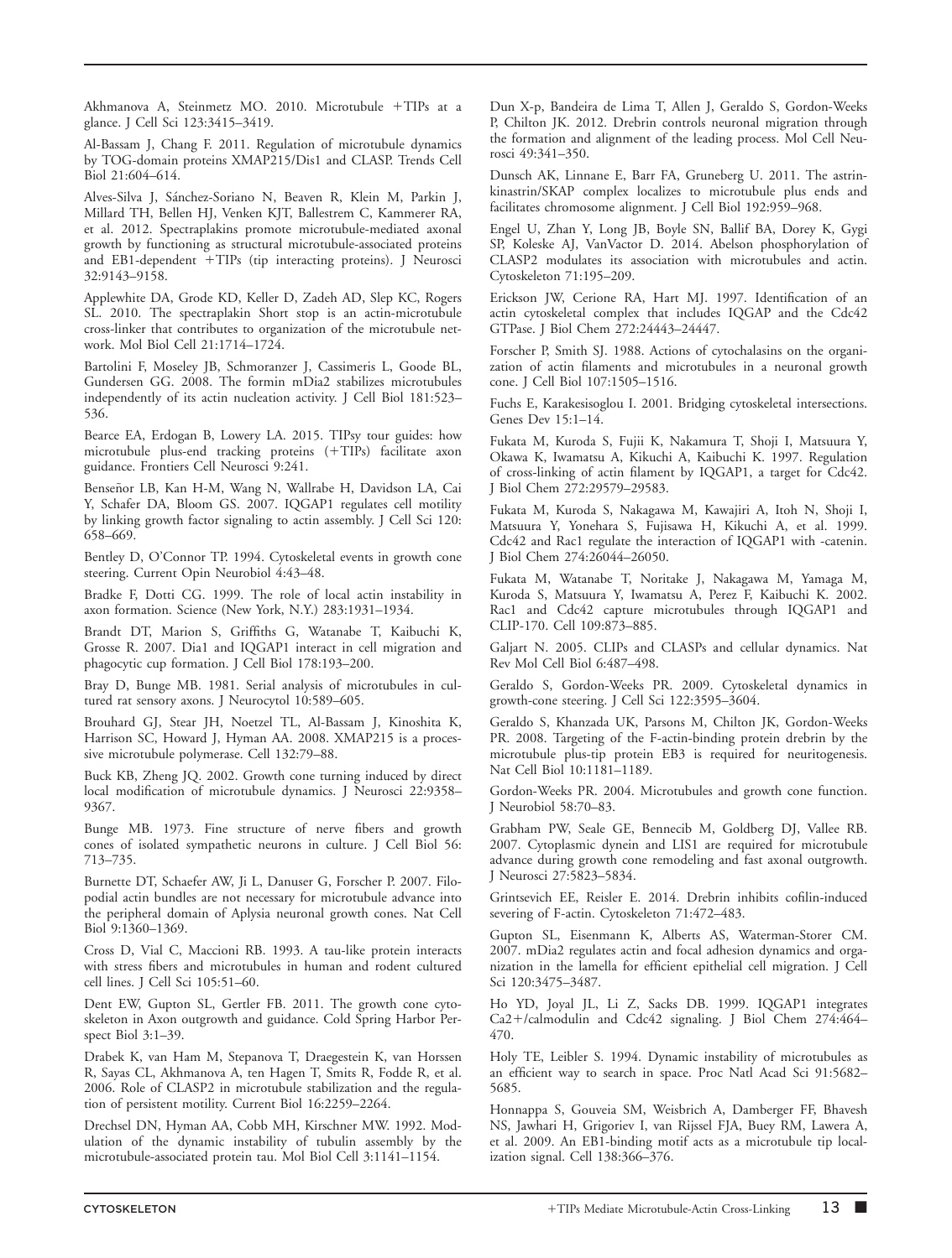Akhmanova A, Steinmetz MO. 2010. Microtubule +TIPs at a glance. J Cell Sci 123:3415–3419.

Al-Bassam J, Chang F. 2011. Regulation of microtubule dynamics by TOG-domain proteins XMAP215/Dis1 and CLASP. Trends Cell Biol 21:604–614.

Alves-Silva J, Sánchez-Soriano N, Beaven R, Klein M, Parkin J, Millard TH, Bellen HJ, Venken KJT, Ballestrem C, Kammerer RA, et al. 2012. Spectraplakins promote microtubule-mediated axonal growth by functioning as structural microtubule-associated proteins and EB1-dependent +TIPs (tip interacting proteins). J Neurosci 32:9143–9158.

Applewhite DA, Grode KD, Keller D, Zadeh AD, Slep KC, Rogers SL. 2010. The spectraplakin Short stop is an actin-microtubule cross-linker that contributes to organization of the microtubule network. Mol Biol Cell 21:1714–1724.

Bartolini F, Moseley JB, Schmoranzer J, Cassimeris L, Goode BL, Gundersen GG. 2008. The formin mDia2 stabilizes microtubules independently of its actin nucleation activity. J Cell Biol 181:523–536.

Bearce EA, Erdogan B, Lowery LA. 2015. TIPsy tour guides: how microtubule plus-end tracking proteins (+TIPs) facilitate axon guidance. Frontiers Cell Neurosci 9:241.

Benseñor LB, Kan H-M, Wang N, Wallrabe H, Davidson LA, Cai Y, Schafer DA, Bloom GS. 2007. IQGAP1 regulates cell motility by linking growth factor signaling to actin assembly. J Cell Sci 120: 658–669.

Bentley D, O'Connor TP. 1994. Cytoskeletal events in growth cone steering. Current Opin Neurobiol 4:43–48.

Bradke F, Dotti CG. 1999. The role of local actin instability in axon formation. Science (New York, N.Y.) 283:1931–1934.

Brandt DT, Marion S, Griffiths G, Watanabe T, Kaibuchi K, Grosse R. 2007. Dia1 and IQGAP1 interact in cell migration and phagocytic cup formation. J Cell Biol 178:193–200.

Bray D, Bunge MB. 1981. Serial analysis of microtubules in cultured rat sensory axons. J Neurocytol 10:589–605.

Brouhard GJ, Stear JH, Noetzel TL, Al-Bassam J, Kinoshita K, Harrison SC, Howard J, Hyman AA. 2008. XMAP215 is a processive microtubule polymerase. Cell 132:79–88.

Buck KB, Zheng JQ. 2002. Growth cone turning induced by direct local modification of microtubule dynamics. J Neurosci 22:9358–9367.

Bunge MB. 1973. Fine structure of nerve fibers and growth cones of isolated sympathetic neurons in culture. J Cell Biol 56: 713–735.

Burnette DT, Schaefer AW, Ji L, Danuser G, Forscher P. 2007. Filopodial actin bundles are not necessary for microtubule advance into the peripheral domain of Aplysia neuronal growth cones. Nat Cell Biol 9:1360–1369.

Cross D, Vial C, Maccioni RB. 1993. A tau-like protein interacts with stress fibers and microtubules in human and rodent cultured cell lines. J Cell Sci 105:51–60.

Dent EW, Gupton SL, Gertler FB. 2011. The growth cone cytoskeleton in Axon outgrowth and guidance. Cold Spring Harbor Perspect Biol 3:1–39.

Drabek K, van Ham M, Stepanova T, Draegestein K, van Horssen R, Sayas CL, Akhmanova A, ten Hagen T, Smits R, Fodde R, et al. 2006. Role of CLASP2 in microtubule stabilization and the regulation of persistent motility. Current Biol 16:2259–2264.

Drechsel DN, Hyman AA, Cobb MH, Kirschner MW. 1992. Modulation of the dynamic instability of tubulin assembly by the microtubule-associated protein tau. Mol Biol Cell 3:1141–1154.

Dun X-p, Bandeira de Lima T, Allen J, Geraldo S, Gordon-Weeks P, Chilton JK. 2012. Drebrin controls neuronal migration through the formation and alignment of the leading process. Mol Cell Neurosci 49:341–350.

Dunsch AK, Linnane E, Barr FA, Gruneberg U. 2011. The astrin-kinastrin/SKAP complex localizes to microtubule plus ends and facilitates chromosome alignment. J Cell Biol 192:959–968.

Engel U, Zhan Y, Long JB, Boyle SN, Ballif BA, Dorey K, Gygi SP, Koleske AJ, VanVactor D. 2014. Abelson phosphorylation of CLASP2 modulates its association with microtubules and actin. Cytoskeleton 71:195–209.

Erickson JW, Cerione RA, Hart MJ. 1997. Identification of an actin cytoskeletal complex that includes IQGAP and the Cdc42 GTPase. J Biol Chem 272:24443–24447.

Forscher P, Smith SJ. 1988. Actions of cytochalasins on the organization of actin filaments and microtubules in a neuronal growth cone. J Cell Biol 107:1505–1516.

Fuchs E, Karakesisoglou I. 2001. Bridging cytoskeletal intersections. Genes Dev 15:1–14.

Fukata M, Kuroda S, Fujii K, Nakamura T, Shoji I, Matsuura Y, Okawa K, Iwamatsu A, Kikuchi A, Kaibuchi K. 1997. Regulation of cross-linking of actin filament by IQGAP1, a target for Cdc42. J Biol Chem 272:29579–29583.

Fukata M, Kuroda S, Nakagawa M, Kawajiri A, Itoh N, Shoji I, Matsuura Y, Yonehara S, Fujisawa H, Kikuchi A, et al. 1999. Cdc42 and Rac1 regulate the interaction of IQGAP1 with -catenin. J Biol Chem 274:26044–26050.

Fukata M, Watanabe T, Noritake J, Nakagawa M, Yamaga M, Kuroda S, Matsuura Y, Iwamatsu A, Perez F, Kaibuchi K. 2002. Rac1 and Cdc42 capture microtubules through IQGAP1 and CLIP-170. Cell 109:873–885.

Galjart N. 2005. CLIPs and CLASPs and cellular dynamics. Nat Rev Mol Cell Biol 6:487–498.

Geraldo S, Gordon-Weeks PR. 2009. Cytoskeletal dynamics in growth-cone steering. J Cell Sci 122:3595–3604.

Geraldo S, Khanzada UK, Parsons M, Chilton JK, Gordon-Weeks PR. 2008. Targeting of the F-actin-binding protein drebrin by the microtubule plus-tip protein EB3 is required for neuritogenesis. Nat Cell Biol 10:1181–1189.

Gordon-Weeks PR. 2004. Microtubules and growth cone function. J Neurobiol 58:70–83.

Grabham PW, Seale GE, Bennecib M, Goldberg DJ, Vallee RB. 2007. Cytoplasmic dynein and LIS1 are required for microtubule advance during growth cone remodeling and fast axonal outgrowth. J Neurosci 27:5823–5834.

Grintsevich EE, Reisler E. 2014. Drebrin inhibits cofilin-induced severing of F-actin. Cytoskeleton 71:472–483.

Gupton SL, Eisenmann K, Alberts AS, Waterman-Storer CM. 2007. mDia2 regulates actin and focal adhesion dynamics and organization in the lamella for efficient epithelial cell migration. J Cell Sci 120:3475–3487.

Ho YD, Joyal JL, Li Z, Sacks DB. 1999. IQGAP1 integrates Ca2+/calmodulin and Cdc42 signaling. J Biol Chem 274:464–470.

Holy TE, Leibler S. 1994. Dynamic instability of microtubules as an efficient way to search in space. Proc Natl Acad Sci 91:5682–5685.

Honnappa S, Gouveia SM, Weisbrich A, Damberger FF, Bhavesh NS, Jawhari H, Grigoriev I, van Rijssel FJA, Buey RM, Lawera A, et al. 2009. An EB1-binding motif acts as a microtubule tip localization signal. Cell 138:366–376.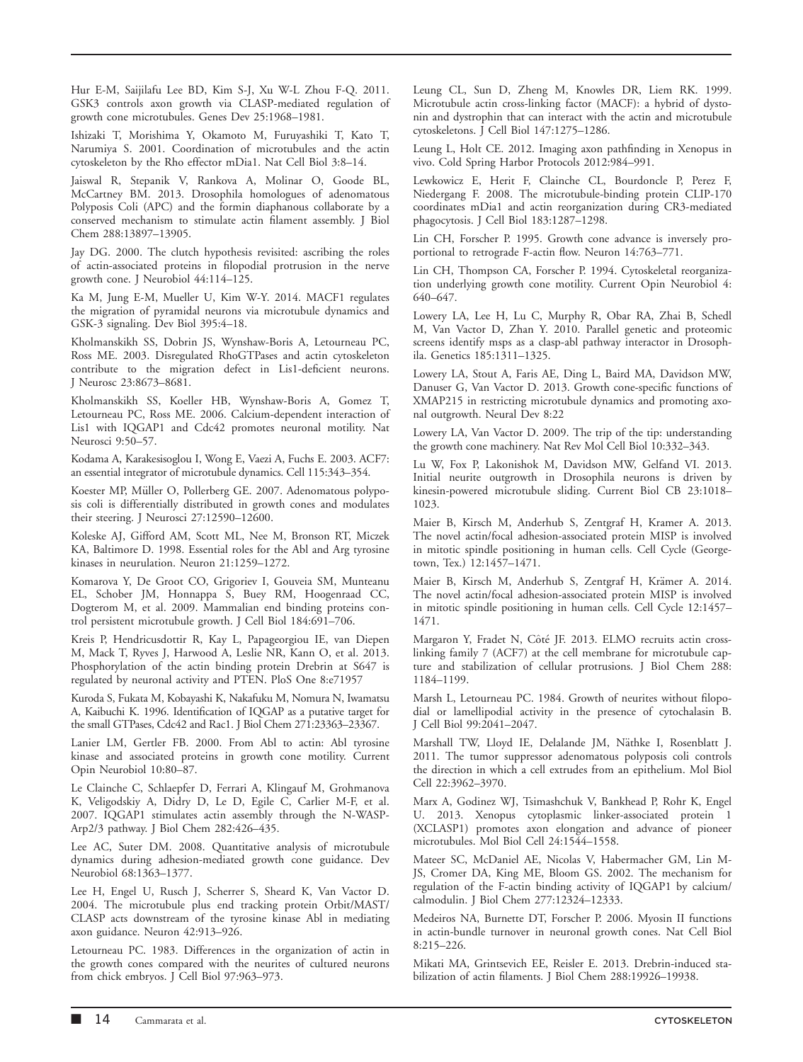Hur E-M, Saijilafu Lee BD, Kim S-J, Xu W-L Zhou F-Q. 2011. GSK3 controls axon growth via CLASP-mediated regulation of growth cone microtubules. Genes Dev 25:1968–1981.

Ishizaki T, Morishima Y, Okamoto M, Furuyashiki T, Kato T, Narumiya S. 2001. Coordination of microtubules and the actin cytoskeleton by the Rho effector mDia1. Nat Cell Biol 3:8–14.

Jaiswal R, Stepanik V, Rankova A, Molinar O, Goode BL, McCartney BM. 2013. Drosophila homologues of adenomatous Polyposis Coli (APC) and the formin diaphanous collaborate by a conserved mechanism to stimulate actin filament assembly. J Biol Chem 288:13897–13905.

Jay DG. 2000. The clutch hypothesis revisited: ascribing the roles of actin-associated proteins in filopodial protrusion in the nerve growth cone. J Neurobiol 44:114–125.

Ka M, Jung E-M, Mueller U, Kim W-Y. 2014. MACF1 regulates the migration of pyramidal neurons via microtubule dynamics and GSK-3 signaling. Dev Biol 395:4–18.

Kholmanskikh SS, Dobrin JS, Wynshaw-Boris A, Letourneau PC, Ross ME. 2003. Disregulated RhoGTPases and actin cytoskeleton contribute to the migration defect in Lis1-deficient neurons. J Neurosc 23:8673–8681.

Kholmanskikh SS, Koeller HB, Wynshaw-Boris A, Gomez T, Letourneau PC, Ross ME. 2006. Calcium-dependent interaction of Lis1 with IQGAP1 and Cdc42 promotes neuronal motility. Nat Neurosci 9:50–57.

Kodama A, Karakesisoglou I, Wong E, Vaezi A, Fuchs E. 2003. ACF7: an essential integrator of microtubule dynamics. Cell 115:343–354.

Koester MP, Müller O, Pollerberg GE. 2007. Adenomatous polyposis coli is differentially distributed in growth cones and modulates their steering. J Neurosci 27:12590–12600.

Koleske AJ, Gifford AM, Scott ML, Nee M, Bronson RT, Miczek KA, Baltimore D. 1998. Essential roles for the Abl and Arg tyrosine kinases in neurulation. Neuron 21:1259–1272.

Komarova Y, De Groot CO, Grigoriev I, Gouveia SM, Munteanu EL, Schober JM, Honnappa S, Buey RM, Hoogenraad CC, Dogterom M, et al. 2009. Mammalian end binding proteins control persistent microtubule growth. J Cell Biol 184:691–706.

Kreis P, Hendricusdottir R, Kay L, Papageorgiou IE, van Diepen M, Mack T, Ryves J, Harwood A, Leslie NR, Kann O, et al. 2013. Phosphorylation of the actin binding protein Drebrin at S647 is regulated by neuronal activity and PTEN. PloS One 8:e71957

Kuroda S, Fukata M, Kobayashi K, Nakafuku M, Nomura N, Iwamatsu A, Kaibuchi K. 1996. Identification of IQGAP as a putative target for the small GTPases, Cdc42 and Rac1. J Biol Chem 271:23363–23367.

Lanier LM, Gertler FB. 2000. From Abl to actin: Abl tyrosine kinase and associated proteins in growth cone motility. Current Opin Neurobiol 10:80–87.

Le Clainche C, Schlaepfer D, Ferrari A, Klingauf M, Grohmanova K, Veligodskiy A, Didry D, Le D, Egile C, Carlier M-F, et al. 2007. IQGAP1 stimulates actin assembly through the N-WASP-Arp2/3 pathway. J Biol Chem 282:426–435.

Lee AC, Suter DM. 2008. Quantitative analysis of microtubule dynamics during adhesion-mediated growth cone guidance. Dev Neurobiol 68:1363–1377.

Lee H, Engel U, Rusch J, Scherrer S, Sheard K, Van Vactor D. 2004. The microtubule plus end tracking protein Orbit/MAST/CLASP acts downstream of the tyrosine kinase Abl in mediating axon guidance. Neuron 42:913–926.

Letourneau PC. 1983. Differences in the organization of actin in the growth cones compared with the neurites of cultured neurons from chick embryos. J Cell Biol 97:963–973.

Leung CL, Sun D, Zheng M, Knowles DR, Liem RK. 1999. Microtubule actin cross-linking factor (MACF): a hybrid of dystonin and dystrophin that can interact with the actin and microtubule cytoskeletons. J Cell Biol 147:1275–1286.

Leung L, Holt CE. 2012. Imaging axon pathfinding in Xenopus in vivo. Cold Spring Harbor Protocols 2012:984–991.

Lewkowicz E, Herit F, Clainche CL, Bourdoncle P, Perez F, Niedergang F. 2008. The microtubule-binding protein CLIP-170 coordinates mDia1 and actin reorganization during CR3-mediated phagocytosis. J Cell Biol 183:1287–1298.

Lin CH, Forscher P. 1995. Growth cone advance is inversely proportional to retrograde F-actin flow. Neuron 14:763–771.

Lin CH, Thompson CA, Forscher P. 1994. Cytoskeletal reorganization underlying growth cone motility. Current Opin Neurobiol 4: 640–647.

Lowery LA, Lee H, Lu C, Murphy R, Obar RA, Zhai B, Schedl M, Van Vactor D, Zhan Y. 2010. Parallel genetic and proteomic screens identify msps as a clasp-abl pathway interactor in Drosophila. Genetics 185:1311–1325.

Lowery LA, Stout A, Faris AE, Ding L, Baird MA, Davidson MW, Danuser G, Van Vactor D. 2013. Growth cone-specific functions of XMAP215 in restricting microtubule dynamics and promoting axonal outgrowth. Neural Dev 8:22

Lowery LA, Van Vactor D. 2009. The trip of the tip: understanding the growth cone machinery. Nat Rev Mol Cell Biol 10:332–343.

Lu W, Fox P, Lakonishok M, Davidson MW, Gelfand VI. 2013. Initial neurite outgrowth in Drosophila neurons is driven by kinesin-powered microtubule sliding. Current Biol CB 23:1018–1023.

Maier B, Kirsch M, Anderhub S, Zentgraf H, Kramer A. 2013. The novel actin/focal adhesion-associated protein MISP is involved in mitotic spindle positioning in human cells. Cell Cycle (Georgetown, Tex.) 12:1457–1471.

Maier B, Kirsch M, Anderhub S, Zentgraf H, Krämer A. 2014. The novel actin/focal adhesion-associated protein MISP is involved in mitotic spindle positioning in human cells. Cell Cycle 12:1457–1471.

Margaron Y, Fradet N, Côté JF. 2013. ELMO recruits actin cross-linking family 7 (ACF7) at the cell membrane for microtubule capture and stabilization of cellular protrusions. J Biol Chem 288: 1184–1199.

Marsh L, Letourneau PC. 1984. Growth of neurites without filopodial or lamellipodial activity in the presence of cytochalasin B. J Cell Biol 99:2041–2047.

Marshall TW, Lloyd IE, Delalande JM, Näthke I, Rosenblatt J. 2011. The tumor suppressor adenomatous polyposis coli controls the direction in which a cell extrudes from an epithelium. Mol Biol Cell 22:3962–3970.

Marx A, Godinez WJ, Tsimashchuk V, Bankhead P, Rohr K, Engel U. 2013. Xenopus cytoplasmic linker-associated protein 1 (XCLASP1) promotes axon elongation and advance of pioneer microtubules. Mol Biol Cell 24:1544–1558.

Mateer SC, McDaniel AE, Nicolas V, Habermacher GM, Lin M-JS, Cromer DA, King ME, Bloom GS. 2002. The mechanism for regulation of the F-actin binding activity of IQGAP1 by calcium/calmodulin. J Biol Chem 277:12324–12333.

Medeiros NA, Burnette DT, Forscher P. 2006. Myosin II functions in actin-bundle turnover in neuronal growth cones. Nat Cell Biol 8:215–226.

Mikati MA, Grintsevich EE, Reisler E. 2013. Drebrin-induced stabilization of actin filaments. J Biol Chem 288:19926–19938.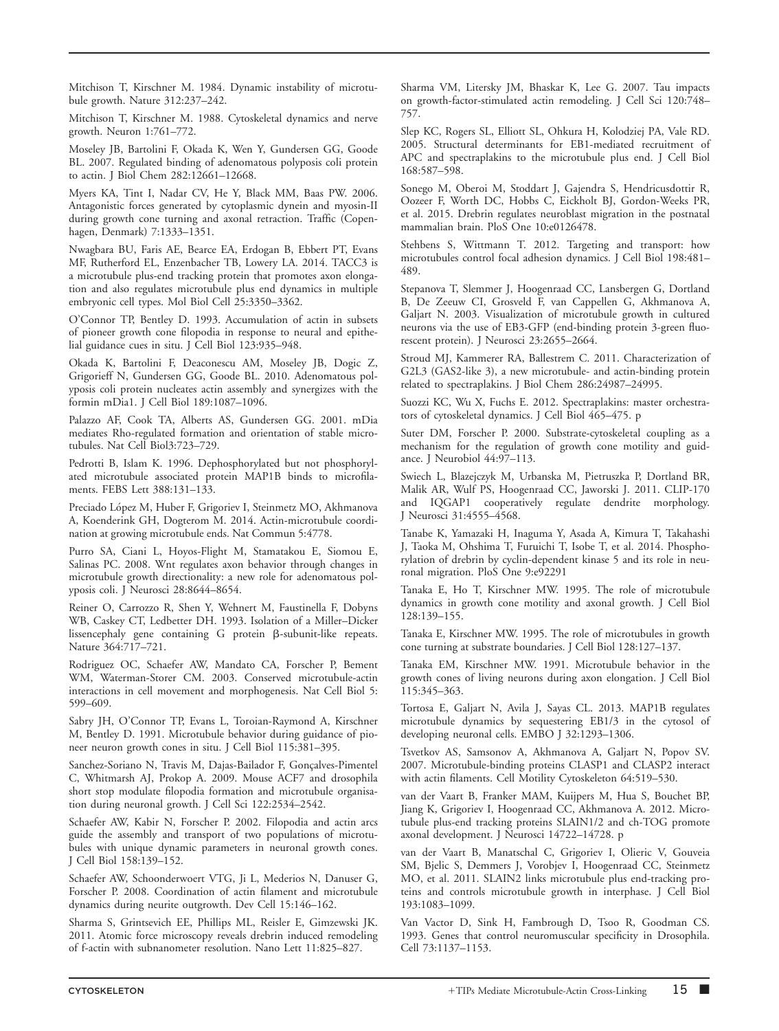Mitchison T, Kirschner M. 1984. Dynamic instability of microtubule growth. Nature 312:237–242.

Mitchison T, Kirschner M. 1988. Cytoskeletal dynamics and nerve growth. Neuron 1:761–772.

Moseley JB, Bartolini F, Okada K, Wen Y, Gundersen GG, Goode BL. 2007. Regulated binding of adenomatous polyposis coli protein to actin. J Biol Chem 282:12661–12668.

Myers KA, Tint I, Nadar CV, He Y, Black MM, Baas PW. 2006. Antagonistic forces generated by cytoplasmic dynein and myosin-II during growth cone turning and axonal retraction. Traffic (Copenhagen, Denmark) 7:1333–1351.

Nwagbara BU, Faris AE, Bearce EA, Erdogan B, Ebbert PT, Evans MF, Rutherford EL, Enzenbacher TB, Lowery LA. 2014. TACC3 is a microtubule plus-end tracking protein that promotes axon elongation and also regulates microtubule plus end dynamics in multiple embryonic cell types. Mol Biol Cell 25:3350–3362.

O'Connor TP, Bentley D. 1993. Accumulation of actin in subsets of pioneer growth cone filopodia in response to neural and epithelial guidance cues in situ. J Cell Biol 123:935–948.

Okada K, Bartolini F, Deaconescu AM, Moseley JB, Dogic Z, Grigorieff N, Gundersen GG, Goode BL. 2010. Adenomatous polyposis coli protein nucleates actin assembly and synergizes with the formin mDia1. J Cell Biol 189:1087–1096.

Palazzo AF, Cook TA, Alberts AS, Gundersen GG. 2001. mDia mediates Rho-regulated formation and orientation of stable microtubules. Nat Cell Biol3:723–729.

Pedrotti B, Islam K. 1996. Dephosphorylated but not phosphorylated microtubule associated protein MAP1B binds to microfilaments. FEBS Lett 388:131–133.

Preciado López M, Huber F, Grigoriev I, Steinmetz MO, Akhmanova A, Koenderink GH, Dogterom M. 2014. Actin-microtubule coordination at growing microtubule ends. Nat Commun 5:4778.

Purro SA, Ciani L, Hoyos-Flight M, Stamatakou E, Siomou E, Salinas PC. 2008. Wnt regulates axon behavior through changes in microtubule growth directionality: a new role for adenomatous polyposis coli. J Neurosci 28:8644–8654.

Reiner O, Carrozzo R, Shen Y, Wehnert M, Faustinella F, Dobyns WB, Caskey CT, Ledbetter DH. 1993. Isolation of a Miller–Dicker lissencephaly gene containing G protein β-subunit-like repeats. Nature 364:717–721.

Rodriguez OC, Schaefer AW, Mandato CA, Forscher P, Bement WM, Waterman-Storer CM. 2003. Conserved microtubule-actin interactions in cell movement and morphogenesis. Nat Cell Biol 5: 599–609.

Sabry JH, O'Connor TP, Evans L, Toroian-Raymond A, Kirschner M, Bentley D. 1991. Microtubule behavior during guidance of pioneer neuron growth cones in situ. J Cell Biol 115:381–395.

Sanchez-Soriano N, Travis M, Dajas-Bailador F, Gonçalves-Pimentel C, Whitmarsh AJ, Prokop A. 2009. Mouse ACF7 and drosophila short stop modulate filopodia formation and microtubule organisation during neuronal growth. J Cell Sci 122:2534–2542.

Schaefer AW, Kabir N, Forscher P. 2002. Filopodia and actin arcs guide the assembly and transport of two populations of microtubules with unique dynamic parameters in neuronal growth cones. J Cell Biol 158:139–152.

Schaefer AW, Schoonderwoert VTG, Ji L, Mederios N, Danuser G, Forscher P. 2008. Coordination of actin filament and microtubule dynamics during neurite outgrowth. Dev Cell 15:146–162.

Sharma S, Grintsevich EE, Phillips ML, Reisler E, Gimzewski JK. 2011. Atomic force microscopy reveals drebrin induced remodeling of f-actin with subnanometer resolution. Nano Lett 11:825–827.

Sharma VM, Litersky JM, Bhaskar K, Lee G. 2007. Tau impacts on growth-factor-stimulated actin remodeling. J Cell Sci 120:748–757.

Slep KC, Rogers SL, Elliott SL, Ohkura H, Kolodziej PA, Vale RD. 2005. Structural determinants for EB1-mediated recruitment of APC and spectraplakins to the microtubule plus end. J Cell Biol 168:587–598.

Sonego M, Oberoi M, Stoddart J, Gajendra S, Hendricusdottir R, Oozeer F, Worth DC, Hobbs C, Eickholt BJ, Gordon-Weeks PR, et al. 2015. Drebrin regulates neuroblast migration in the postnatal mammalian brain. PloS One 10:e0126478.

Stehbens S, Wittmann T. 2012. Targeting and transport: how microtubules control focal adhesion dynamics. J Cell Biol 198:481–489.

Stepanova T, Slemmer J, Hoogenraad CC, Lansbergen G, Dortland B, De Zeeuw CI, Grosveld F, van Cappellen G, Akhmanova A, Galjart N. 2003. Visualization of microtubule growth in cultured neurons via the use of EB3-GFP (end-binding protein 3-green fluorescent protein). J Neurosci 23:2655–2664.

Stroud MJ, Kammerer RA, Ballestrem C. 2011. Characterization of G2L3 (GAS2-like 3), a new microtubule- and actin-binding protein related to spectraplakins. J Biol Chem 286:24987–24995.

Suozzi KC, Wu X, Fuchs E. 2012. Spectraplakins: master orchestrators of cytoskeletal dynamics. J Cell Biol 465–475. p

Suter DM, Forscher P. 2000. Substrate-cytoskeletal coupling as a mechanism for the regulation of growth cone motility and guidance. J Neurobiol 44:97–113.

Swiech L, Blazejczyk M, Urbanska M, Pietruszka P, Dortland BR, Malik AR, Wulf PS, Hoogenraad CC, Jaworski J. 2011. CLIP-170 and IQGAP1 cooperatively regulate dendrite morphology. J Neurosci 31:4555–4568.

Tanabe K, Yamazaki H, Inaguma Y, Asada A, Kimura T, Takahashi J, Taoka M, Ohshima T, Furuichi T, Isobe T, et al. 2014. Phosphorylation of drebrin by cyclin-dependent kinase 5 and its role in neuronal migration. PloS One 9:e92291

Tanaka E, Ho T, Kirschner MW. 1995. The role of microtubule dynamics in growth cone motility and axonal growth. J Cell Biol 128:139–155.

Tanaka E, Kirschner MW. 1995. The role of microtubules in growth cone turning at substrate boundaries. J Cell Biol 128:127–137.

Tanaka EM, Kirschner MW. 1991. Microtubule behavior in the growth cones of living neurons during axon elongation. J Cell Biol 115:345–363.

Tortosa E, Galjart N, Avila J, Sayas CL. 2013. MAP1B regulates microtubule dynamics by sequestering EB1/3 in the cytosol of developing neuronal cells. EMBO J 32:1293–1306.

Tsvetkov AS, Samsonov A, Akhmanova A, Galjart N, Popov SV. 2007. Microtubule-binding proteins CLASP1 and CLASP2 interact with actin filaments. Cell Motility Cytoskeleton 64:519–530.

van der Vaart B, Franker MAM, Kuijpers M, Hua S, Bouchet BP, Jiang K, Grigoriev I, Hoogenraad CC, Akhmanova A. 2012. Microtubule plus-end tracking proteins SLAIN1/2 and ch-TOG promote axonal development. J Neurosci 14722–14728. p

van der Vaart B, Manatschal C, Grigoriev I, Olieric V, Gouveia SM, Bjelic S, Demmers J, Vorobjev I, Hoogenraad CC, Steinmetz MO, et al. 2011. SLAIN2 links microtubule plus end-tracking proteins and controls microtubule growth in interphase. J Cell Biol 193:1083–1099.

Van Vactor D, Sink H, Fambrough D, Tsoo R, Goodman CS. 1993. Genes that control neuromuscular specificity in Drosophila. Cell 73:1137–1153.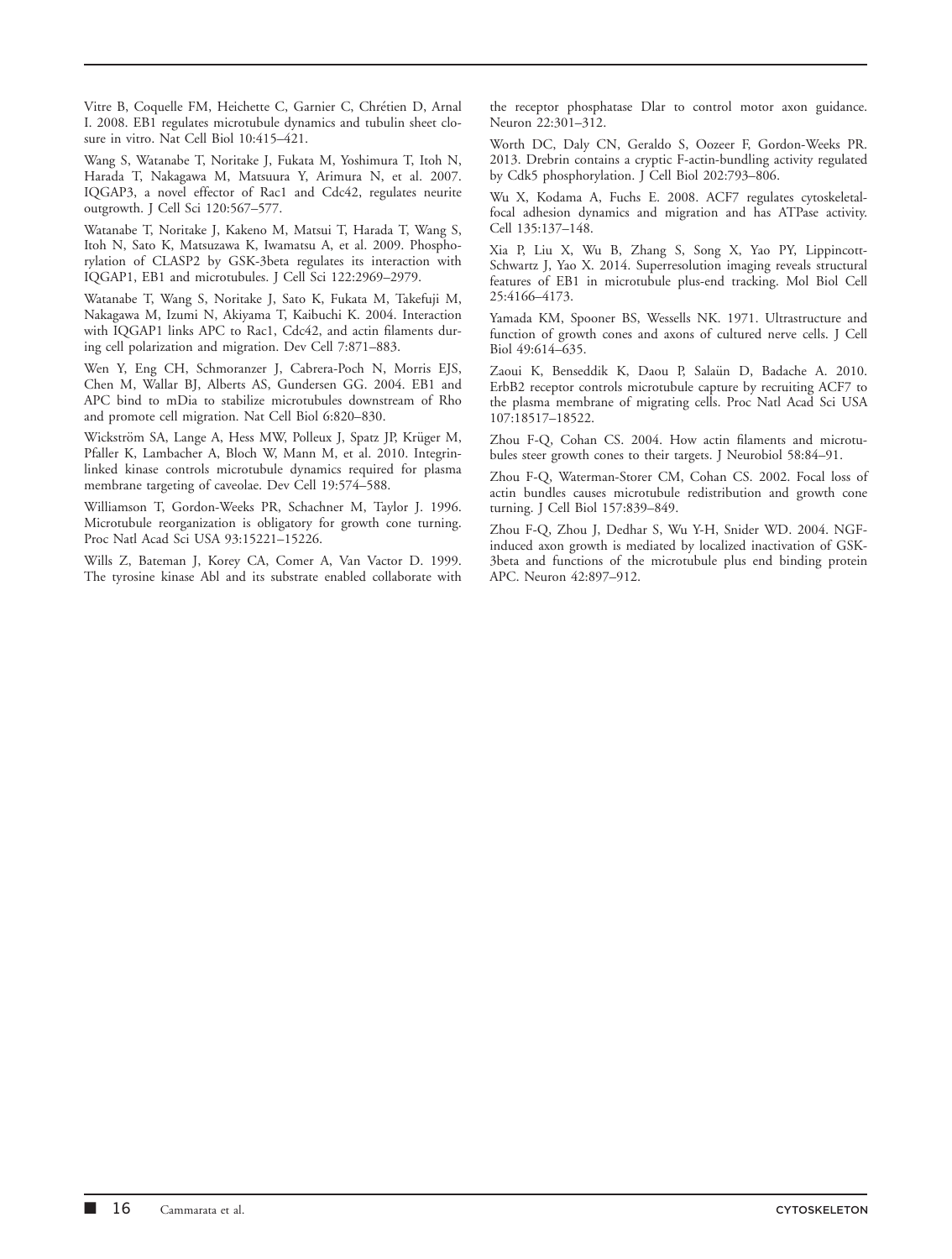Vitre B, Coquelle FM, Heichette C, Garnier C, Chrétien D, Arnal I. 2008. EB1 regulates microtubule dynamics and tubulin sheet closure in vitro. Nat Cell Biol 10:415–421.

Wang S, Watanabe T, Noritake J, Fukata M, Yoshimura T, Itoh N, Harada T, Nakagawa M, Matsuura Y, Arimura N, et al. 2007. IQGAP3, a novel effector of Rac1 and Cdc42, regulates neurite outgrowth. J Cell Sci 120:567–577.

Watanabe T, Noritake J, Kakeno M, Matsui T, Harada T, Wang S, Itoh N, Sato K, Matsuzawa K, Iwamatsu A, et al. 2009. Phosphorylation of CLASP2 by GSK-3beta regulates its interaction with IQGAP1, EB1 and microtubules. J Cell Sci 122:2969–2979.

Watanabe T, Wang S, Noritake J, Sato K, Fukata M, Takefuji M, Nakagawa M, Izumi N, Akiyama T, Kaibuchi K. 2004. Interaction with IQGAP1 links APC to Rac1, Cdc42, and actin filaments during cell polarization and migration. Dev Cell 7:871–883.

Wen Y, Eng CH, Schmoranzer J, Cabrera-Poch N, Morris EJS, Chen M, Wallar BJ, Alberts AS, Gundersen GG. 2004. EB1 and APC bind to mDia to stabilize microtubules downstream of Rho and promote cell migration. Nat Cell Biol 6:820–830.

Wickström SA, Lange A, Hess MW, Polleux J, Spatz JP, Krüger M, Pfaller K, Lambacher A, Bloch W, Mann M, et al. 2010. Integrin-linked kinase controls microtubule dynamics required for plasma membrane targeting of caveolae. Dev Cell 19:574–588.

Williamson T, Gordon-Weeks PR, Schachner M, Taylor J. 1996. Microtubule reorganization is obligatory for growth cone turning. Proc Natl Acad Sci USA 93:15221–15226.

Wills Z, Bateman J, Korey CA, Comer A, Van Vactor D. 1999. The tyrosine kinase Abl and its substrate enabled collaborate with the receptor phosphatase Dlar to control motor axon guidance. Neuron 22:301–312.

Worth DC, Daly CN, Geraldo S, Oozeer F, Gordon-Weeks PR. 2013. Drebrin contains a cryptic F-actin-bundling activity regulated by Cdk5 phosphorylation. J Cell Biol 202:793–806.

Wu X, Kodama A, Fuchs E. 2008. ACF7 regulates cytoskeletal-focal adhesion dynamics and migration and has ATPase activity. Cell 135:137–148.

Xia P, Liu X, Wu B, Zhang S, Song X, Yao PY, Lippincott-Schwartz J, Yao X. 2014. Superresolution imaging reveals structural features of EB1 in microtubule plus-end tracking. Mol Biol Cell 25:4166–4173.

Yamada KM, Spooner BS, Wessells NK. 1971. Ultrastructure and function of growth cones and axons of cultured nerve cells. J Cell Biol 49:614–635.

Zaoui K, Benseddik K, Daou P, Salaün D, Badache A. 2010. ErbB2 receptor controls microtubule capture by recruiting ACF7 to the plasma membrane of migrating cells. Proc Natl Acad Sci USA 107:18517–18522.

Zhou F-Q, Cohan CS. 2004. How actin filaments and microtubules steer growth cones to their targets. J Neurobiol 58:84–91.

Zhou F-Q, Waterman-Storer CM, Cohan CS. 2002. Focal loss of actin bundles causes microtubule redistribution and growth cone turning. J Cell Biol 157:839–849.

Zhou F-Q, Zhou J, Dedhar S, Wu Y-H, Snider WD. 2004. NGF-induced axon growth is mediated by localized inactivation of GSK-3beta and functions of the microtubule plus end binding protein APC. Neuron 42:897–912.